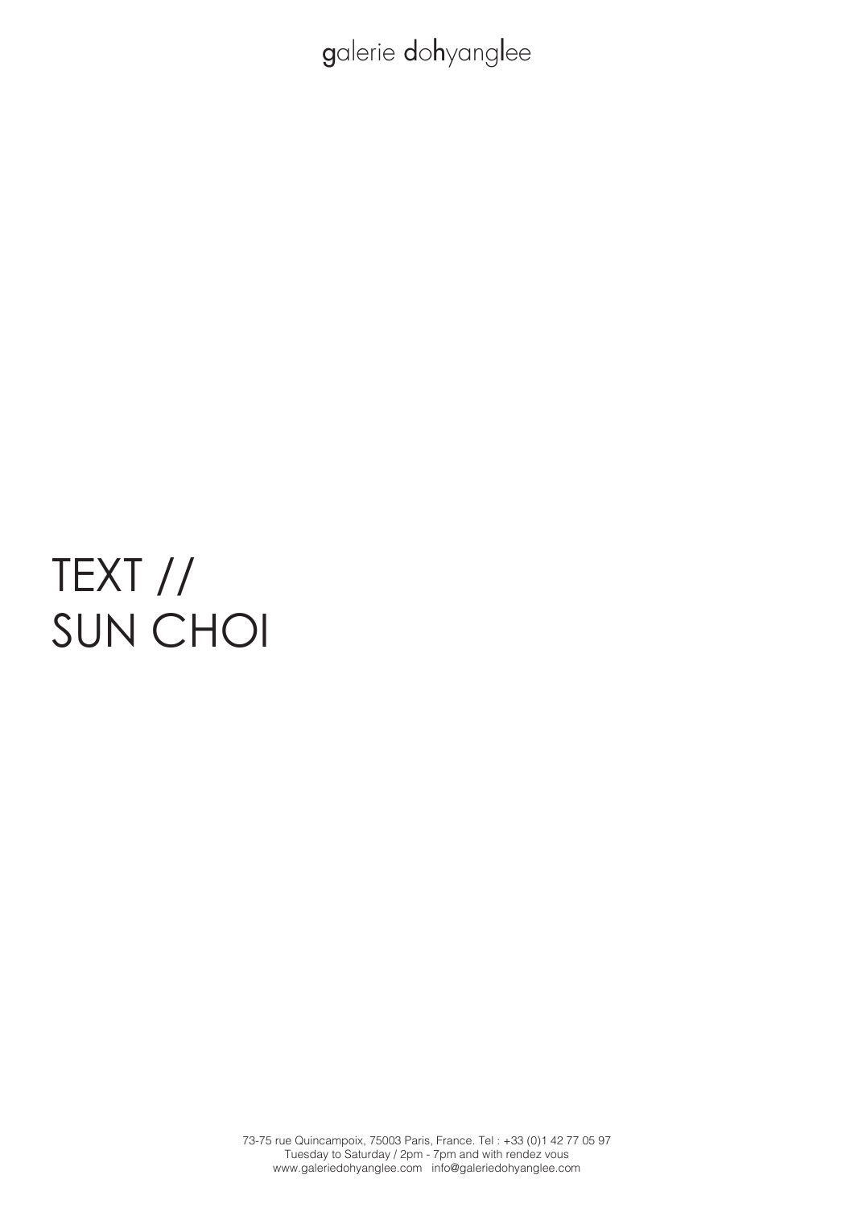galerie dohyanglee

# TEXT //
# SUN CHOI

73-75 rue Quincampoix, 75003 Paris, France. Tel : +33 (0)1 42 77 05 97
Tuesday to Saturday / 2pm - 7pm and with rendez vous
www.galeriedohyanglee.com info@galeriedohyanglee.com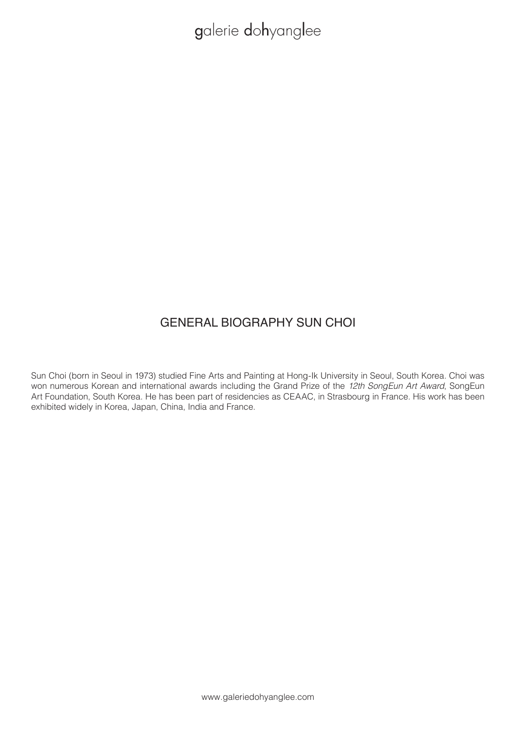## GENERAL BIOGRAPHY SUN CHOI

Sun Choi (born in Seoul in 1973) studied Fine Arts and Painting at Hong-Ik University in Seoul, South Korea. Choi was won numerous Korean and international awards including the Grand Prize of the *12th SongEun Art Award*, SongEun Art Foundation, South Korea. He has been part of residencies as CEAAC, in Strasbourg in France. His work has been exhibited widely in Korea, Japan, China, India and France.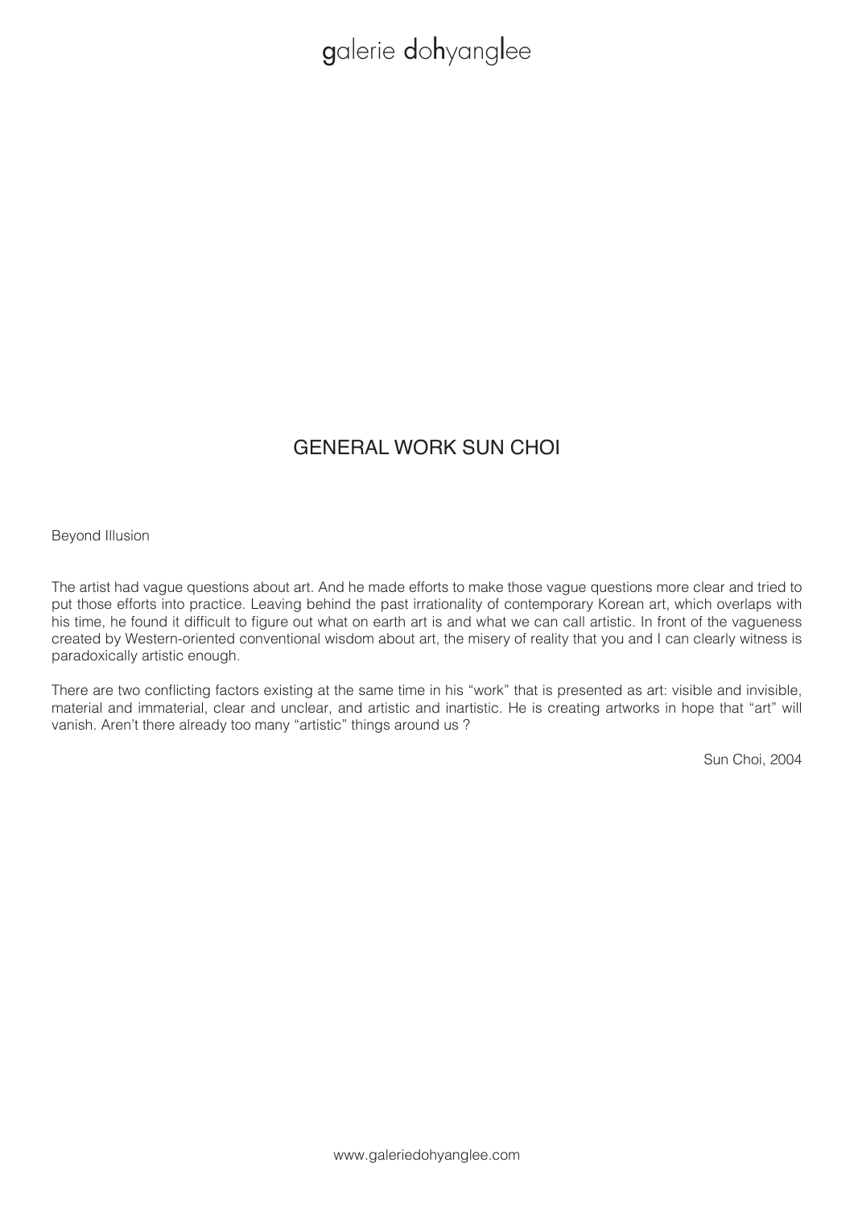# GENERAL WORK SUN CHOI

Beyond Illusion

The artist had vague questions about art. And he made efforts to make those vague questions more clear and tried to put those efforts into practice. Leaving behind the past irrationality of contemporary Korean art, which overlaps with his time, he found it difficult to figure out what on earth art is and what we can call artistic. In front of the vagueness created by Western-oriented conventional wisdom about art, the misery of reality that you and I can clearly witness is paradoxically artistic enough.

There are two conflicting factors existing at the same time in his "work" that is presented as art: visible and invisible, material and immaterial, clear and unclear, and artistic and inartistic. He is creating artworks in hope that "art" will vanish. Aren't there already too many "artistic" things around us ?

Sun Choi, 2004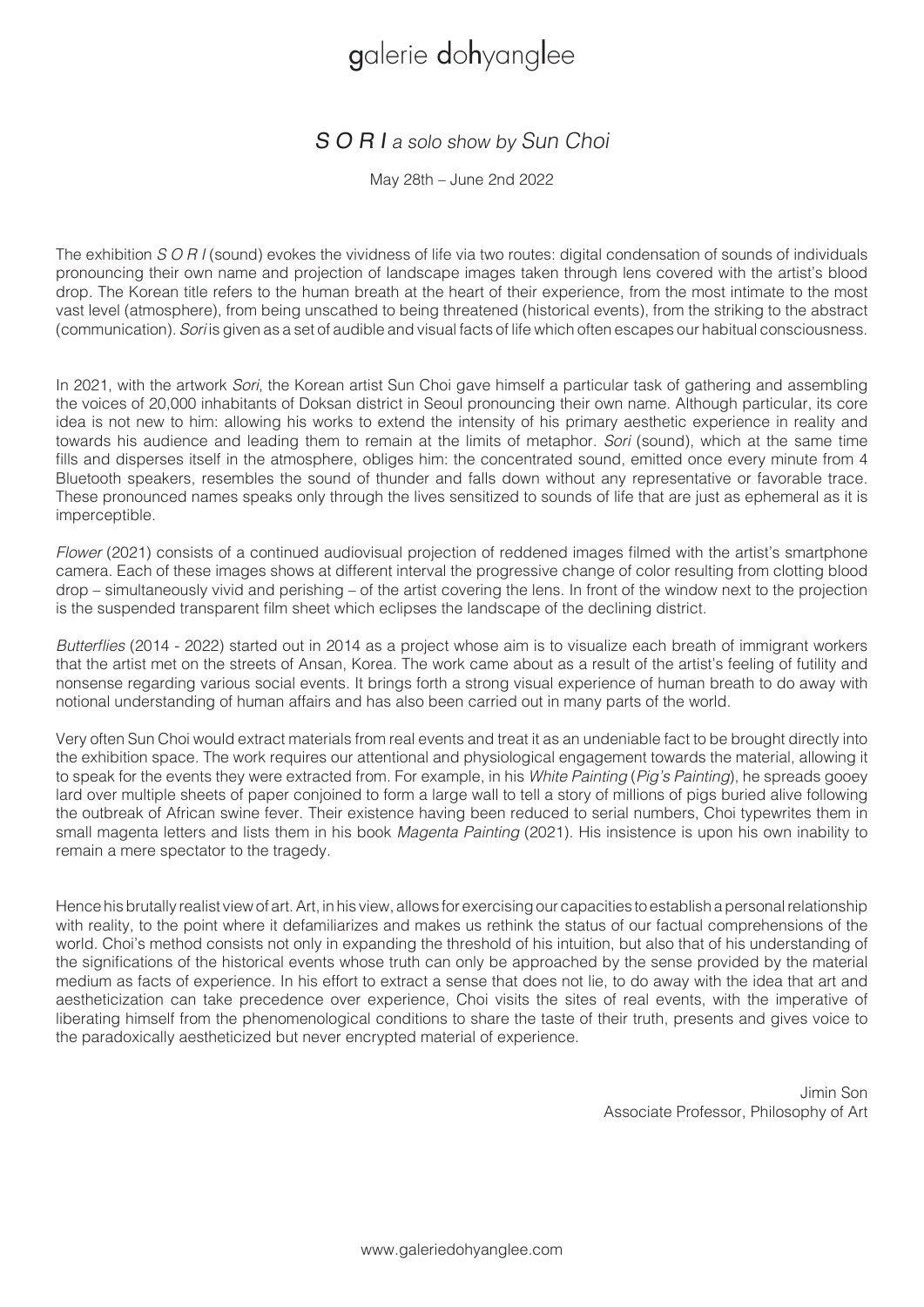# galerie dohyanglee

## *S O R I a solo show by Sun Choi*

May 28th – June 2nd 2022

The exhibition *S O R I* (sound) evokes the vividness of life via two routes: digital condensation of sounds of individuals pronouncing their own name and projection of landscape images taken through lens covered with the artist's blood drop. The Korean title refers to the human breath at the heart of their experience, from the most intimate to the most vast level (atmosphere), from being unscathed to being threatened (historical events), from the striking to the abstract (communication). *Sori* is given as a set of audible and visual facts of life which often escapes our habitual consciousness.

In 2021, with the artwork *Sori*, the Korean artist Sun Choi gave himself a particular task of gathering and assembling the voices of 20,000 inhabitants of Doksan district in Seoul pronouncing their own name. Although particular, its core idea is not new to him: allowing his works to extend the intensity of his primary aesthetic experience in reality and towards his audience and leading them to remain at the limits of metaphor. *Sori* (sound), which at the same time fills and disperses itself in the atmosphere, obliges him: the concentrated sound, emitted once every minute from 4 Bluetooth speakers, resembles the sound of thunder and falls down without any representative or favorable trace. These pronounced names speaks only through the lives sensitized to sounds of life that are just as ephemeral as it is imperceptible.

*Flower* (2021) consists of a continued audiovisual projection of reddened images filmed with the artist's smartphone camera. Each of these images shows at different interval the progressive change of color resulting from clotting blood drop – simultaneously vivid and perishing – of the artist covering the lens. In front of the window next to the projection is the suspended transparent film sheet which eclipses the landscape of the declining district.

*Butterflies* (2014 - 2022) started out in 2014 as a project whose aim is to visualize each breath of immigrant workers that the artist met on the streets of Ansan, Korea. The work came about as a result of the artist's feeling of futility and nonsense regarding various social events. It brings forth a strong visual experience of human breath to do away with notional understanding of human affairs and has also been carried out in many parts of the world.

Very often Sun Choi would extract materials from real events and treat it as an undeniable fact to be brought directly into the exhibition space. The work requires our attentional and physiological engagement towards the material, allowing it to speak for the events they were extracted from. For example, in his *White Painting* (*Pig's Painting*), he spreads gooey lard over multiple sheets of paper conjoined to form a large wall to tell a story of millions of pigs buried alive following the outbreak of African swine fever. Their existence having been reduced to serial numbers, Choi typewrites them in small magenta letters and lists them in his book *Magenta Painting* (2021). His insistence is upon his own inability to remain a mere spectator to the tragedy.

Hence his brutally realist view of art. Art, in his view, allows for exercising our capacities to establish a personal relationship with reality, to the point where it defamiliarizes and makes us rethink the status of our factual comprehensions of the world. Choi's method consists not only in expanding the threshold of his intuition, but also that of his understanding of the significations of the historical events whose truth can only be approached by the sense provided by the material medium as facts of experience. In his effort to extract a sense that does not lie, to do away with the idea that art and aestheticization can take precedence over experience, Choi visits the sites of real events, with the imperative of liberating himself from the phenomenological conditions to share the taste of their truth, presents and gives voice to the paradoxically aestheticized but never encrypted material of experience.

Jimin Son
Associate Professor, Philosophy of Art

www.galeriedohyanglee.com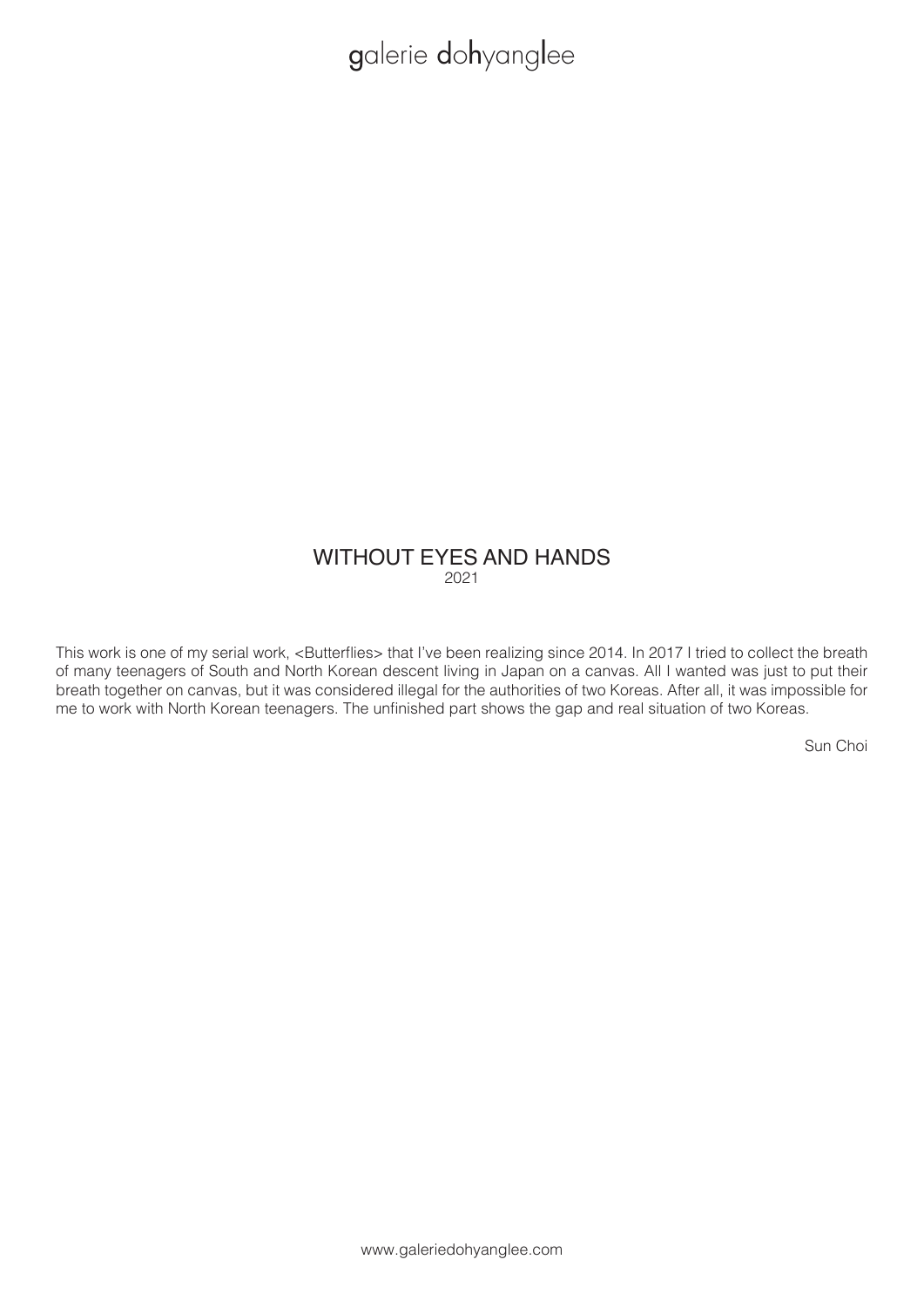## WITHOUT EYES AND HANDS

2021

This work is one of my serial work, <Butterflies> that I've been realizing since 2014. In 2017 I tried to collect the breath of many teenagers of South and North Korean descent living in Japan on a canvas. All I wanted was just to put their breath together on canvas, but it was considered illegal for the authorities of two Koreas. After all, it was impossible for me to work with North Korean teenagers. The unfinished part shows the gap and real situation of two Koreas.

Sun Choi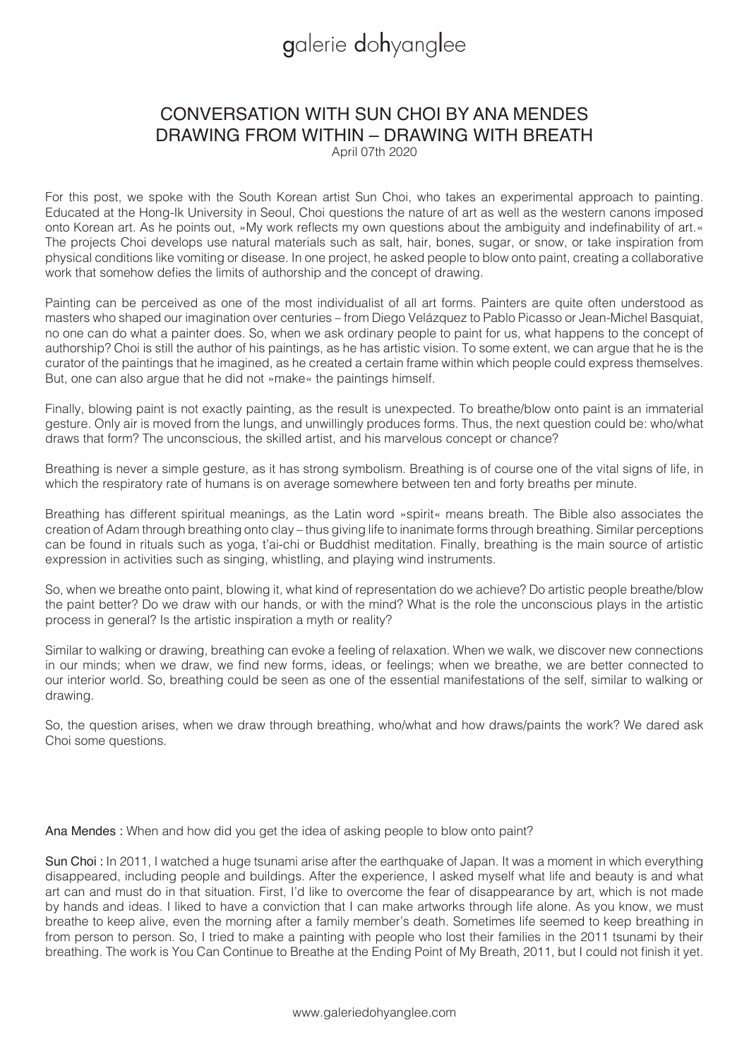# CONVERSATION WITH SUN CHOI BY ANA MENDES
## DRAWING FROM WITHIN – DRAWING WITH BREATH

April 07th 2020

For this post, we spoke with the South Korean artist Sun Choi, who takes an experimental approach to painting. Educated at the Hong-Ik University in Seoul, Choi questions the nature of art as well as the western canons imposed onto Korean art. As he points out, »My work reflects my own questions about the ambiguity and indefinability of art.« The projects Choi develops use natural materials such as salt, hair, bones, sugar, or snow, or take inspiration from physical conditions like vomiting or disease. In one project, he asked people to blow onto paint, creating a collaborative work that somehow defies the limits of authorship and the concept of drawing.

Painting can be perceived as one of the most individualist of all art forms. Painters are quite often understood as masters who shaped our imagination over centuries – from Diego Velázquez to Pablo Picasso or Jean-Michel Basquiat, no one can do what a painter does. So, when we ask ordinary people to paint for us, what happens to the concept of authorship? Choi is still the author of his paintings, as he has artistic vision. To some extent, we can argue that he is the curator of the paintings that he imagined, as he created a certain frame within which people could express themselves. But, one can also argue that he did not »make« the paintings himself.

Finally, blowing paint is not exactly painting, as the result is unexpected. To breathe/blow onto paint is an immaterial gesture. Only air is moved from the lungs, and unwillingly produces forms. Thus, the next question could be: who/what draws that form? The unconscious, the skilled artist, and his marvelous concept or chance?

Breathing is never a simple gesture, as it has strong symbolism. Breathing is of course one of the vital signs of life, in which the respiratory rate of humans is on average somewhere between ten and forty breaths per minute.

Breathing has different spiritual meanings, as the Latin word »spirit« means breath. The Bible also associates the creation of Adam through breathing onto clay – thus giving life to inanimate forms through breathing. Similar perceptions can be found in rituals such as yoga, t'ai-chi or Buddhist meditation. Finally, breathing is the main source of artistic expression in activities such as singing, whistling, and playing wind instruments.

So, when we breathe onto paint, blowing it, what kind of representation do we achieve? Do artistic people breathe/blow the paint better? Do we draw with our hands, or with the mind? What is the role the unconscious plays in the artistic process in general? Is the artistic inspiration a myth or reality?

Similar to walking or drawing, breathing can evoke a feeling of relaxation. When we walk, we discover new connections in our minds; when we draw, we find new forms, ideas, or feelings; when we breathe, we are better connected to our interior world. So, breathing could be seen as one of the essential manifestations of the self, similar to walking or drawing.

So, the question arises, when we draw through breathing, who/what and how draws/paints the work? We dared ask Choi some questions.

Ana Mendes : When and how did you get the idea of asking people to blow onto paint?

Sun Choi : In 2011, I watched a huge tsunami arise after the earthquake of Japan. It was a moment in which everything disappeared, including people and buildings. After the experience, I asked myself what life and beauty is and what art can and must do in that situation. First, I'd like to overcome the fear of disappearance by art, which is not made by hands and ideas. I liked to have a conviction that I can make artworks through life alone. As you know, we must breathe to keep alive, even the morning after a family member's death. Sometimes life seemed to keep breathing in from person to person. So, I tried to make a painting with people who lost their families in the 2011 tsunami by their breathing. The work is You Can Continue to Breathe at the Ending Point of My Breath, 2011, but I could not finish it yet.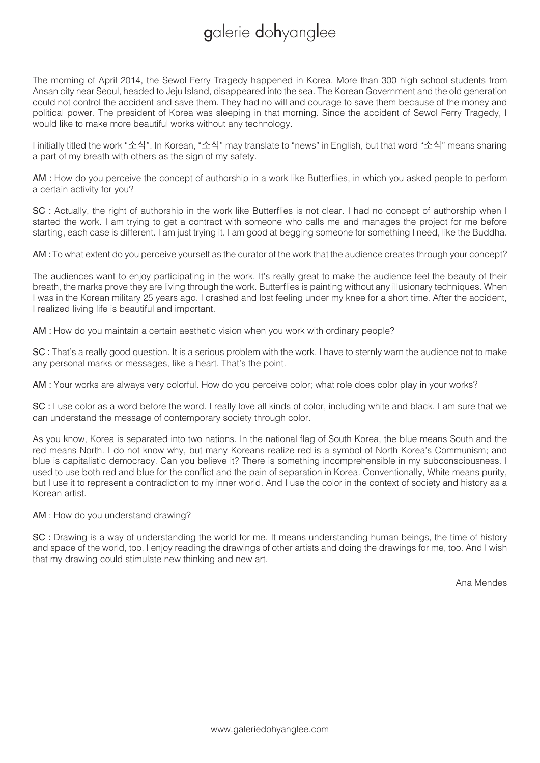The morning of April 2014, the Sewol Ferry Tragedy happened in Korea. More than 300 high school students from Ansan city near Seoul, headed to Jeju Island, disappeared into the sea. The Korean Government and the old generation could not control the accident and save them. They had no will and courage to save them because of the money and political power. The president of Korea was sleeping in that morning. Since the accident of Sewol Ferry Tragedy, I would like to make more beautiful works without any technology.

I initially titled the work "소식". In Korean, "소식" may translate to "news" in English, but that word "소식" means sharing a part of my breath with others as the sign of my safety.

**AM :** How do you perceive the concept of authorship in a work like Butterflies, in which you asked people to perform a certain activity for you?

**SC :** Actually, the right of authorship in the work like Butterflies is not clear. I had no concept of authorship when I started the work. I am trying to get a contract with someone who calls me and manages the project for me before starting, each case is different. I am just trying it. I am good at begging someone for something I need, like the Buddha.

**AM :** To what extent do you perceive yourself as the curator of the work that the audience creates through your concept?

The audiences want to enjoy participating in the work. It's really great to make the audience feel the beauty of their breath, the marks prove they are living through the work. Butterflies is painting without any illusionary techniques. When I was in the Korean military 25 years ago. I crashed and lost feeling under my knee for a short time. After the accident, I realized living life is beautiful and important.

**AM :** How do you maintain a certain aesthetic vision when you work with ordinary people?

**SC :** That's a really good question. It is a serious problem with the work. I have to sternly warn the audience not to make any personal marks or messages, like a heart. That's the point.

**AM :** Your works are always very colorful. How do you perceive color; what role does color play in your works?

**SC :** I use color as a word before the word. I really love all kinds of color, including white and black. I am sure that we can understand the message of contemporary society through color.

As you know, Korea is separated into two nations. In the national flag of South Korea, the blue means South and the red means North. I do not know why, but many Koreans realize red is a symbol of North Korea's Communism; and blue is capitalistic democracy. Can you believe it? There is something incomprehensible in my subconsciousness. I used to use both red and blue for the conflict and the pain of separation in Korea. Conventionally, White means purity, but I use it to represent a contradiction to my inner world. And I use the color in the context of society and history as a Korean artist.

**AM** : How do you understand drawing?

**SC :** Drawing is a way of understanding the world for me. It means understanding human beings, the time of history and space of the world, too. I enjoy reading the drawings of other artists and doing the drawings for me, too. And I wish that my drawing could stimulate new thinking and new art.

Ana Mendes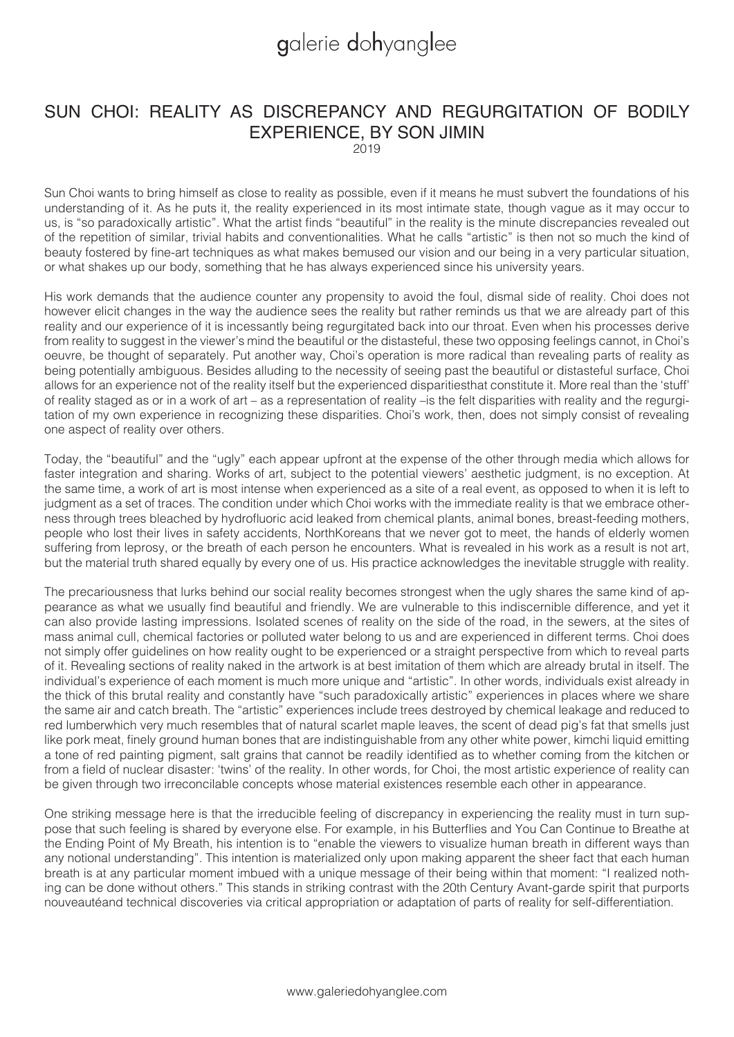# SUN CHOI: REALITY AS DISCREPANCY AND REGURGITATION OF BODILY EXPERIENCE, BY SON JIMIN

2019

Sun Choi wants to bring himself as close to reality as possible, even if it means he must subvert the foundations of his understanding of it. As he puts it, the reality experienced in its most intimate state, though vague as it may occur to us, is "so paradoxically artistic". What the artist finds "beautiful" in the reality is the minute discrepancies revealed out of the repetition of similar, trivial habits and conventionalities. What he calls "artistic" is then not so much the kind of beauty fostered by fine-art techniques as what makes bemused our vision and our being in a very particular situation, or what shakes up our body, something that he has always experienced since his university years.

His work demands that the audience counter any propensity to avoid the foul, dismal side of reality. Choi does not however elicit changes in the way the audience sees the reality but rather reminds us that we are already part of this reality and our experience of it is incessantly being regurgitated back into our throat. Even when his processes derive from reality to suggest in the viewer's mind the beautiful or the distasteful, these two opposing feelings cannot, in Choi's oeuvre, be thought of separately. Put another way, Choi's operation is more radical than revealing parts of reality as being potentially ambiguous. Besides alluding to the necessity of seeing past the beautiful or distasteful surface, Choi allows for an experience not of the reality itself but the experienced disparitiesthat constitute it. More real than the 'stuff' of reality staged as or in a work of art – as a representation of reality –is the felt disparities with reality and the regurgitation of my own experience in recognizing these disparities. Choi's work, then, does not simply consist of revealing one aspect of reality over others.

Today, the "beautiful" and the "ugly" each appear upfront at the expense of the other through media which allows for faster integration and sharing. Works of art, subject to the potential viewers' aesthetic judgment, is no exception. At the same time, a work of art is most intense when experienced as a site of a real event, as opposed to when it is left to judgment as a set of traces. The condition under which Choi works with the immediate reality is that we embrace otherness through trees bleached by hydrofluoric acid leaked from chemical plants, animal bones, breast-feeding mothers, people who lost their lives in safety accidents, NorthKoreans that we never got to meet, the hands of elderly women suffering from leprosy, or the breath of each person he encounters. What is revealed in his work as a result is not art, but the material truth shared equally by every one of us. His practice acknowledges the inevitable struggle with reality.

The precariousness that lurks behind our social reality becomes strongest when the ugly shares the same kind of appearance as what we usually find beautiful and friendly. We are vulnerable to this indiscernible difference, and yet it can also provide lasting impressions. Isolated scenes of reality on the side of the road, in the sewers, at the sites of mass animal cull, chemical factories or polluted water belong to us and are experienced in different terms. Choi does not simply offer guidelines on how reality ought to be experienced or a straight perspective from which to reveal parts of it. Revealing sections of reality naked in the artwork is at best imitation of them which are already brutal in itself. The individual's experience of each moment is much more unique and "artistic". In other words, individuals exist already in the thick of this brutal reality and constantly have "such paradoxically artistic" experiences in places where we share the same air and catch breath. The "artistic" experiences include trees destroyed by chemical leakage and reduced to red lumberwhich very much resembles that of natural scarlet maple leaves, the scent of dead pig's fat that smells just like pork meat, finely ground human bones that are indistinguishable from any other white power, kimchi liquid emitting a tone of red painting pigment, salt grains that cannot be readily identified as to whether coming from the kitchen or from a field of nuclear disaster: 'twins' of the reality. In other words, for Choi, the most artistic experience of reality can be given through two irreconcilable concepts whose material existences resemble each other in appearance.

One striking message here is that the irreducible feeling of discrepancy in experiencing the reality must in turn suppose that such feeling is shared by everyone else. For example, in his Butterflies and You Can Continue to Breathe at the Ending Point of My Breath, his intention is to "enable the viewers to visualize human breath in different ways than any notional understanding". This intention is materialized only upon making apparent the sheer fact that each human breath is at any particular moment imbued with a unique message of their being within that moment: "I realized nothing can be done without others." This stands in striking contrast with the 20th Century Avant-garde spirit that purports nouveautéand technical discoveries via critical appropriation or adaptation of parts of reality for self-differentiation.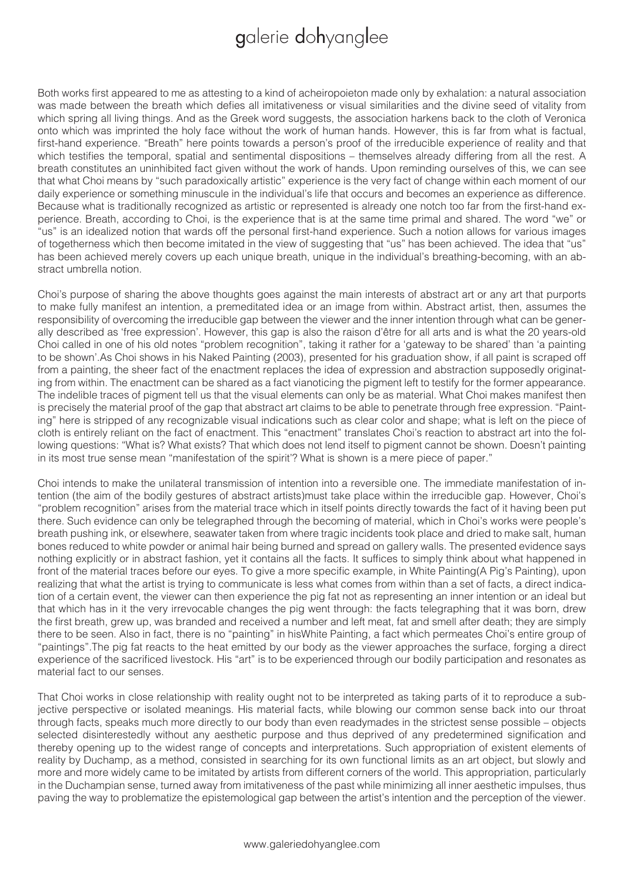Both works first appeared to me as attesting to a kind of acheiropoieton made only by exhalation: a natural association was made between the breath which defies all imitativeness or visual similarities and the divine seed of vitality from which spring all living things. And as the Greek word suggests, the association harkens back to the cloth of Veronica onto which was imprinted the holy face without the work of human hands. However, this is far from what is factual, first-hand experience. "Breath" here points towards a person's proof of the irreducible experience of reality and that which testifies the temporal, spatial and sentimental dispositions – themselves already differing from all the rest. A breath constitutes an uninhibited fact given without the work of hands. Upon reminding ourselves of this, we can see that what Choi means by "such paradoxically artistic" experience is the very fact of change within each moment of our daily experience or something minuscule in the individual's life that occurs and becomes an experience as difference. Because what is traditionally recognized as artistic or represented is already one notch too far from the first-hand experience. Breath, according to Choi, is the experience that is at the same time primal and shared. The word "we" or "us" is an idealized notion that wards off the personal first-hand experience. Such a notion allows for various images of togetherness which then become imitated in the view of suggesting that "us" has been achieved. The idea that "us" has been achieved merely covers up each unique breath, unique in the individual's breathing-becoming, with an abstract umbrella notion.

Choi's purpose of sharing the above thoughts goes against the main interests of abstract art or any art that purports to make fully manifest an intention, a premeditated idea or an image from within. Abstract artist, then, assumes the responsibility of overcoming the irreducible gap between the viewer and the inner intention through what can be generally described as 'free expression'. However, this gap is also the raison d'être for all arts and is what the 20 years-old Choi called in one of his old notes "problem recognition", taking it rather for a 'gateway to be shared' than 'a painting to be shown'.As Choi shows in his Naked Painting (2003), presented for his graduation show, if all paint is scraped off from a painting, the sheer fact of the enactment replaces the idea of expression and abstraction supposedly originating from within. The enactment can be shared as a fact viaonticing the pigment left to testify for the former appearance. The indelible traces of pigment tell us that the visual elements can only be as material. What Choi makes manifest then is precisely the material proof of the gap that abstract art claims to be able to penetrate through free expression. "Painting" here is stripped of any recognizable visual indications such as clear color and shape; what is left on the piece of cloth is entirely reliant on the fact of enactment. This "enactment" translates Choi's reaction to abstract art into the following questions: "What is? What exists? That which does not lend itself to pigment cannot be shown. Doesn't painting in its most true sense mean "manifestation of the spirit'? What is shown is a mere piece of paper."

Choi intends to make the unilateral transmission of intention into a reversible one. The immediate manifestation of intention (the aim of the bodily gestures of abstract artists)must take place within the irreducible gap. However, Choi's "problem recognition" arises from the material trace which in itself points directly towards the fact of it having been put there. Such evidence can only be telegraphed through the becoming of material, which in Choi's works were people's breath pushing ink, or elsewhere, seawater taken from where tragic incidents took place and dried to make salt, human bones reduced to white powder or animal hair being burned and spread on gallery walls. The presented evidence says nothing explicitly or in abstract fashion, yet it contains all the facts. It suffices to simply think about what happened in front of the material traces before our eyes. To give a more specific example, in White Painting(A Pig's Painting), upon realizing that what the artist is trying to communicate is less what comes from within than a set of facts, a direct indication of a certain event, the viewer can then experience the pig fat not as representing an inner intention or an ideal but that which has in it the very irrevocable changes the pig went through: the facts telegraphing that it was born, drew the first breath, grew up, was branded and received a number and left meat, fat and smell after death; they are simply there to be seen. Also in fact, there is no "painting" in hisWhite Painting, a fact which permeates Choi's entire group of "paintings".The pig fat reacts to the heat emitted by our body as the viewer approaches the surface, forging a direct experience of the sacrificed livestock. His "art" is to be experienced through our bodily participation and resonates as material fact to our senses.

That Choi works in close relationship with reality ought not to be interpreted as taking parts of it to reproduce a subjective perspective or isolated meanings. His material facts, while blowing our common sense back into our throat through facts, speaks much more directly to our body than even readymades in the strictest sense possible – objects selected disinterestedly without any aesthetic purpose and thus deprived of any predetermined signification and thereby opening up to the widest range of concepts and interpretations. Such appropriation of existent elements of reality by Duchamp, as a method, consisted in searching for its own functional limits as an art object, but slowly and more and more widely came to be imitated by artists from different corners of the world. This appropriation, particularly in the Duchampian sense, turned away from imitativeness of the past while minimizing all inner aesthetic impulses, thus paving the way to problematize the epistemological gap between the artist's intention and the perception of the viewer.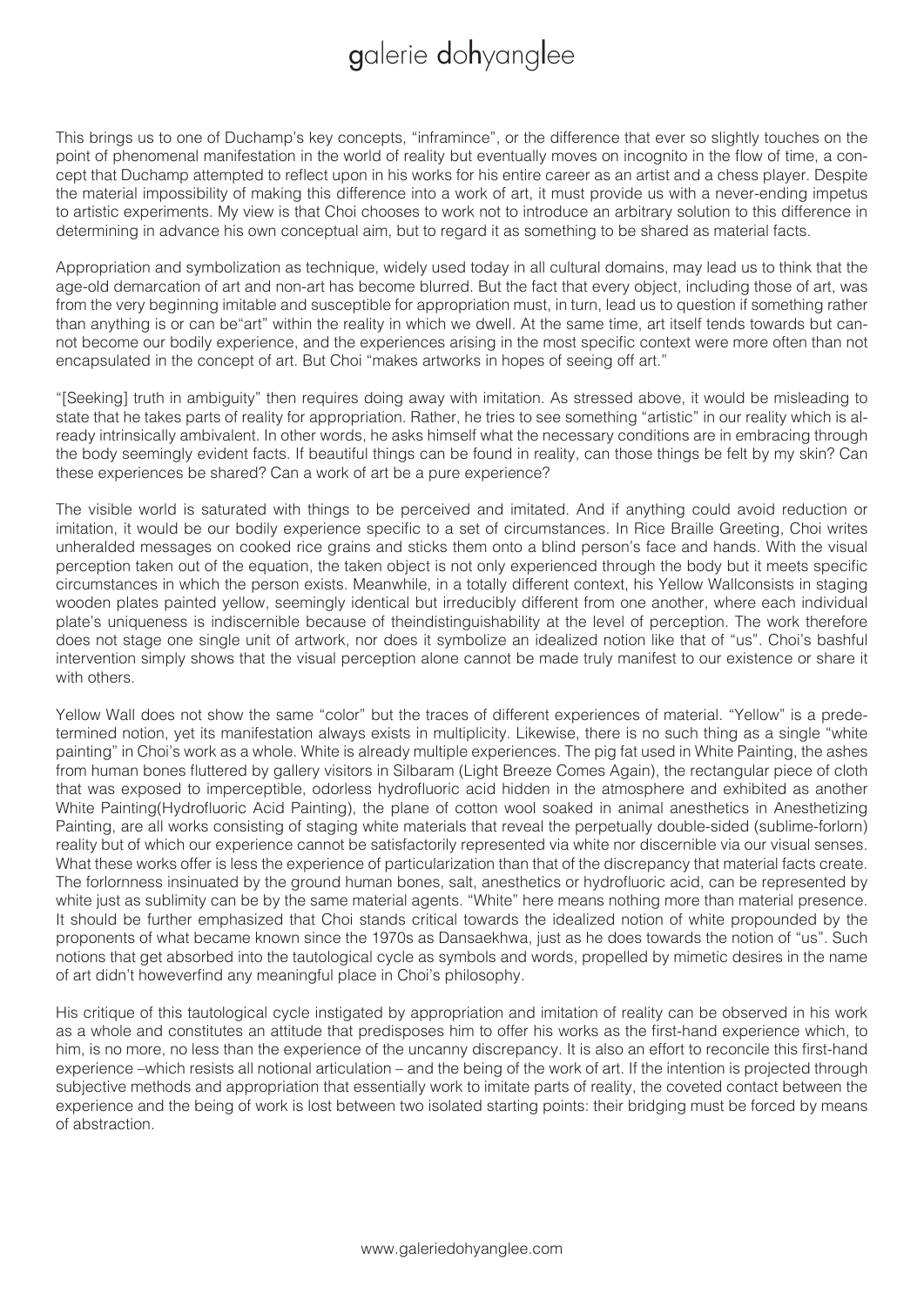This brings us to one of Duchamp's key concepts, "inframince", or the difference that ever so slightly touches on the point of phenomenal manifestation in the world of reality but eventually moves on incognito in the flow of time, a concept that Duchamp attempted to reflect upon in his works for his entire career as an artist and a chess player. Despite the material impossibility of making this difference into a work of art, it must provide us with a never-ending impetus to artistic experiments. My view is that Choi chooses to work not to introduce an arbitrary solution to this difference in determining in advance his own conceptual aim, but to regard it as something to be shared as material facts.

Appropriation and symbolization as technique, widely used today in all cultural domains, may lead us to think that the age-old demarcation of art and non-art has become blurred. But the fact that every object, including those of art, was from the very beginning imitable and susceptible for appropriation must, in turn, lead us to question if something rather than anything is or can be"art" within the reality in which we dwell. At the same time, art itself tends towards but cannot become our bodily experience, and the experiences arising in the most specific context were more often than not encapsulated in the concept of art. But Choi "makes artworks in hopes of seeing off art."

"[Seeking] truth in ambiguity" then requires doing away with imitation. As stressed above, it would be misleading to state that he takes parts of reality for appropriation. Rather, he tries to see something "artistic" in our reality which is already intrinsically ambivalent. In other words, he asks himself what the necessary conditions are in embracing through the body seemingly evident facts. If beautiful things can be found in reality, can those things be felt by my skin? Can these experiences be shared? Can a work of art be a pure experience?

The visible world is saturated with things to be perceived and imitated. And if anything could avoid reduction or imitation, it would be our bodily experience specific to a set of circumstances. In Rice Braille Greeting, Choi writes unheralded messages on cooked rice grains and sticks them onto a blind person's face and hands. With the visual perception taken out of the equation, the taken object is not only experienced through the body but it meets specific circumstances in which the person exists. Meanwhile, in a totally different context, his Yellow Wallconsists in staging wooden plates painted yellow, seemingly identical but irreducibly different from one another, where each individual plate's uniqueness is indiscernible because of theindistinguishability at the level of perception. The work therefore does not stage one single unit of artwork, nor does it symbolize an idealized notion like that of "us". Choi's bashful intervention simply shows that the visual perception alone cannot be made truly manifest to our existence or share it with others.

Yellow Wall does not show the same "color" but the traces of different experiences of material. "Yellow" is a predetermined notion, yet its manifestation always exists in multiplicity. Likewise, there is no such thing as a single "white painting" in Choi's work as a whole. White is already multiple experiences. The pig fat used in White Painting, the ashes from human bones fluttered by gallery visitors in Silbaram (Light Breeze Comes Again), the rectangular piece of cloth that was exposed to imperceptible, odorless hydrofluoric acid hidden in the atmosphere and exhibited as another White Painting(Hydrofluoric Acid Painting), the plane of cotton wool soaked in animal anesthetics in Anesthetizing Painting, are all works consisting of staging white materials that reveal the perpetually double-sided (sublime-forlorn) reality but of which our experience cannot be satisfactorily represented via white nor discernible via our visual senses. What these works offer is less the experience of particularization than that of the discrepancy that material facts create. The forlornness insinuated by the ground human bones, salt, anesthetics or hydrofluoric acid, can be represented by white just as sublimity can be by the same material agents. "White" here means nothing more than material presence. It should be further emphasized that Choi stands critical towards the idealized notion of white propounded by the proponents of what became known since the 1970s as Dansaekhwa, just as he does towards the notion of "us". Such notions that get absorbed into the tautological cycle as symbols and words, propelled by mimetic desires in the name of art didn't howeverfind any meaningful place in Choi's philosophy.

His critique of this tautological cycle instigated by appropriation and imitation of reality can be observed in his work as a whole and constitutes an attitude that predisposes him to offer his works as the first-hand experience which, to him, is no more, no less than the experience of the uncanny discrepancy. It is also an effort to reconcile this first-hand experience –which resists all notional articulation – and the being of the work of art. If the intention is projected through subjective methods and appropriation that essentially work to imitate parts of reality, the coveted contact between the experience and the being of work is lost between two isolated starting points: their bridging must be forced by means of abstraction.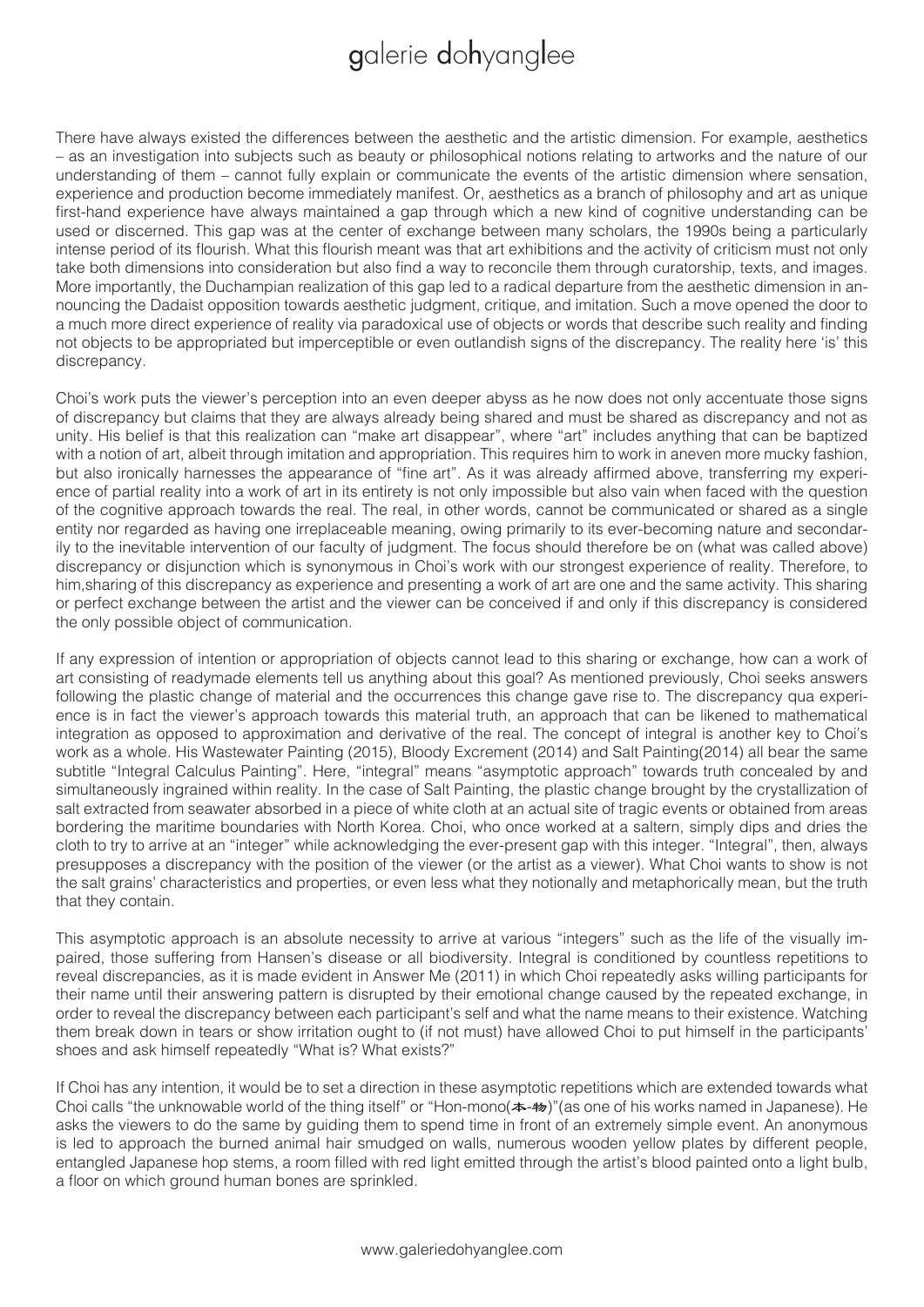There have always existed the differences between the aesthetic and the artistic dimension. For example, aesthetics – as an investigation into subjects such as beauty or philosophical notions relating to artworks and the nature of our understanding of them – cannot fully explain or communicate the events of the artistic dimension where sensation, experience and production become immediately manifest. Or, aesthetics as a branch of philosophy and art as unique first-hand experience have always maintained a gap through which a new kind of cognitive understanding can be used or discerned. This gap was at the center of exchange between many scholars, the 1990s being a particularly intense period of its flourish. What this flourish meant was that art exhibitions and the activity of criticism must not only take both dimensions into consideration but also find a way to reconcile them through curatorship, texts, and images. More importantly, the Duchampian realization of this gap led to a radical departure from the aesthetic dimension in announcing the Dadaist opposition towards aesthetic judgment, critique, and imitation. Such a move opened the door to a much more direct experience of reality via paradoxical use of objects or words that describe such reality and finding not objects to be appropriated but imperceptible or even outlandish signs of the discrepancy. The reality here 'is' this discrepancy.

Choi's work puts the viewer's perception into an even deeper abyss as he now does not only accentuate those signs of discrepancy but claims that they are always already being shared and must be shared as discrepancy and not as unity. His belief is that this realization can "make art disappear", where "art" includes anything that can be baptized with a notion of art, albeit through imitation and appropriation. This requires him to work in aneven more mucky fashion, but also ironically harnesses the appearance of "fine art". As it was already affirmed above, transferring my experience of partial reality into a work of art in its entirety is not only impossible but also vain when faced with the question of the cognitive approach towards the real. The real, in other words, cannot be communicated or shared as a single entity nor regarded as having one irreplaceable meaning, owing primarily to its ever-becoming nature and secondarily to the inevitable intervention of our faculty of judgment. The focus should therefore be on (what was called above) discrepancy or disjunction which is synonymous in Choi's work with our strongest experience of reality. Therefore, to him,sharing of this discrepancy as experience and presenting a work of art are one and the same activity. This sharing or perfect exchange between the artist and the viewer can be conceived if and only if this discrepancy is considered the only possible object of communication.

If any expression of intention or appropriation of objects cannot lead to this sharing or exchange, how can a work of art consisting of readymade elements tell us anything about this goal? As mentioned previously, Choi seeks answers following the plastic change of material and the occurrences this change gave rise to. The discrepancy qua experience is in fact the viewer's approach towards this material truth, an approach that can be likened to mathematical integration as opposed to approximation and derivative of the real. The concept of integral is another key to Choi's work as a whole. His Wastewater Painting (2015), Bloody Excrement (2014) and Salt Painting(2014) all bear the same subtitle "Integral Calculus Painting". Here, "integral" means "asymptotic approach" towards truth concealed by and simultaneously ingrained within reality. In the case of Salt Painting, the plastic change brought by the crystallization of salt extracted from seawater absorbed in a piece of white cloth at an actual site of tragic events or obtained from areas bordering the maritime boundaries with North Korea. Choi, who once worked at a saltern, simply dips and dries the cloth to try to arrive at an "integer" while acknowledging the ever-present gap with this integer. "Integral", then, always presupposes a discrepancy with the position of the viewer (or the artist as a viewer). What Choi wants to show is not the salt grains' characteristics and properties, or even less what they notionally and metaphorically mean, but the truth that they contain.

This asymptotic approach is an absolute necessity to arrive at various "integers" such as the life of the visually impaired, those suffering from Hansen's disease or all biodiversity. Integral is conditioned by countless repetitions to reveal discrepancies, as it is made evident in Answer Me (2011) in which Choi repeatedly asks willing participants for their name until their answering pattern is disrupted by their emotional change caused by the repeated exchange, in order to reveal the discrepancy between each participant's self and what the name means to their existence. Watching them break down in tears or show irritation ought to (if not must) have allowed Choi to put himself in the participants' shoes and ask himself repeatedly "What is? What exists?"

If Choi has any intention, it would be to set a direction in these asymptotic repetitions which are extended towards what Choi calls "the unknowable world of the thing itself" or "Hon-mono(本-物)"(as one of his works named in Japanese). He asks the viewers to do the same by guiding them to spend time in front of an extremely simple event. An anonymous is led to approach the burned animal hair smudged on walls, numerous wooden yellow plates by different people, entangled Japanese hop stems, a room filled with red light emitted through the artist's blood painted onto a light bulb, a floor on which ground human bones are sprinkled.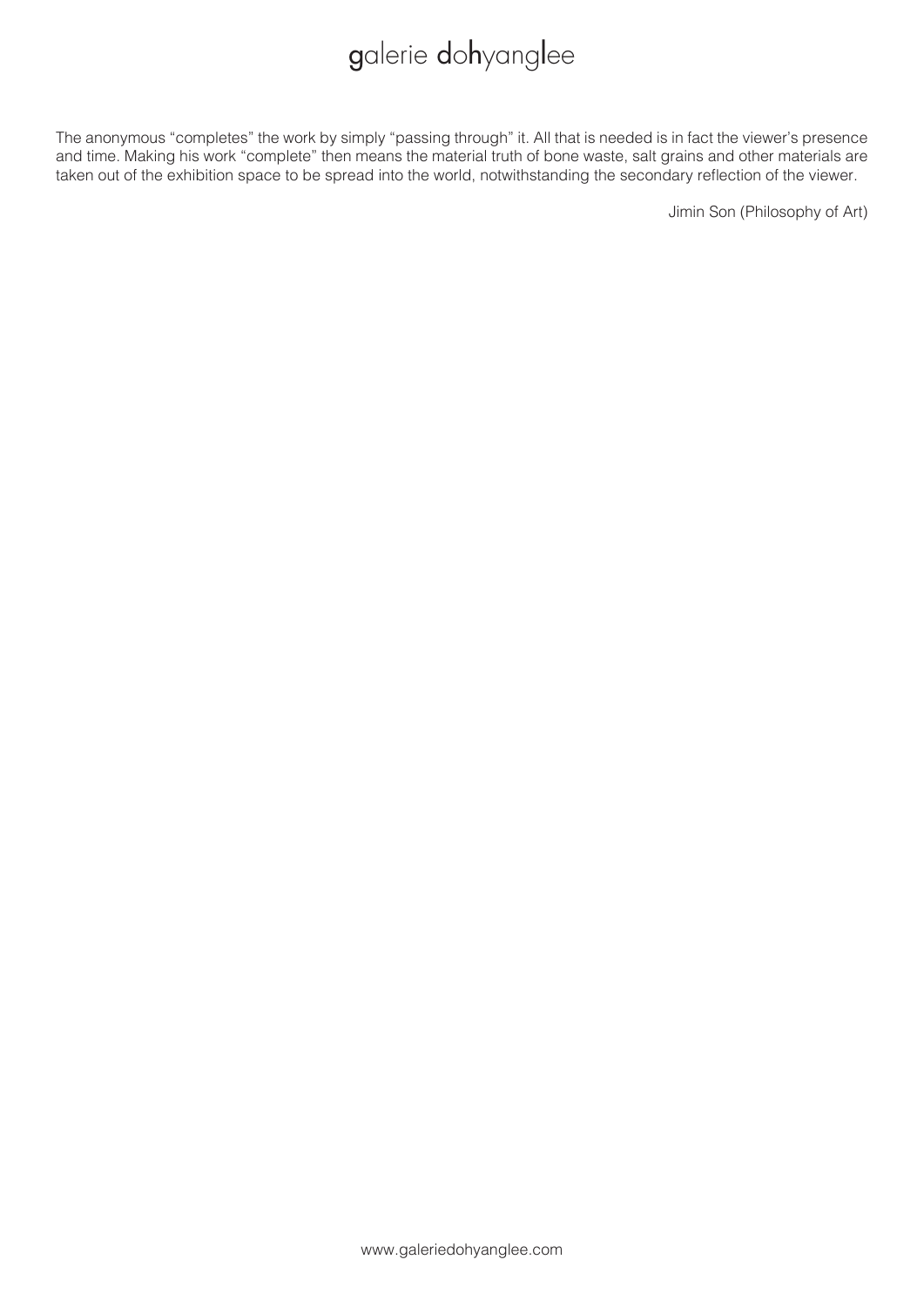The anonymous "completes" the work by simply "passing through" it. All that is needed is in fact the viewer's presence and time. Making his work "complete" then means the material truth of bone waste, salt grains and other materials are taken out of the exhibition space to be spread into the world, notwithstanding the secondary reflection of the viewer.

Jimin Son (Philosophy of Art)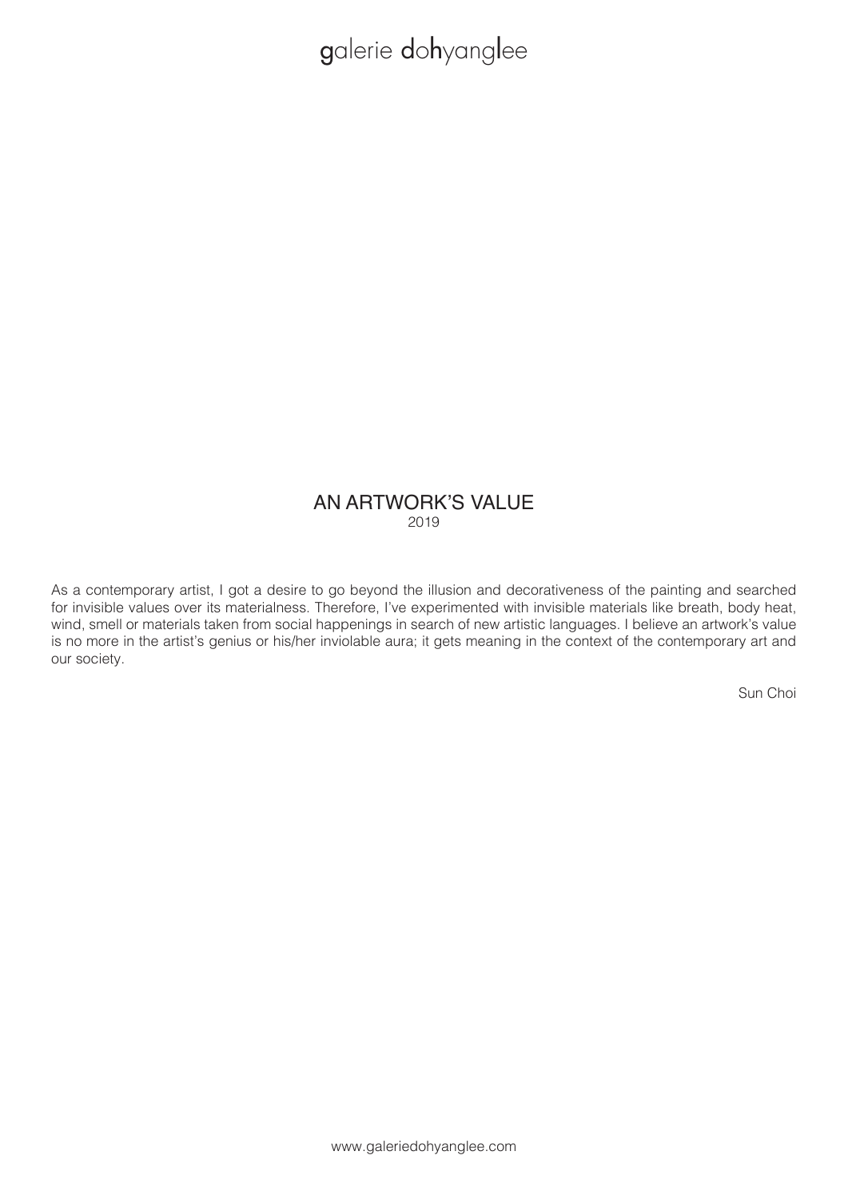## AN ARTWORK'S VALUE

2019

As a contemporary artist, I got a desire to go beyond the illusion and decorativeness of the painting and searched for invisible values over its materialness. Therefore, I've experimented with invisible materials like breath, body heat, wind, smell or materials taken from social happenings in search of new artistic languages. I believe an artwork's value is no more in the artist's genius or his/her inviolable aura; it gets meaning in the context of the contemporary art and our society.

Sun Choi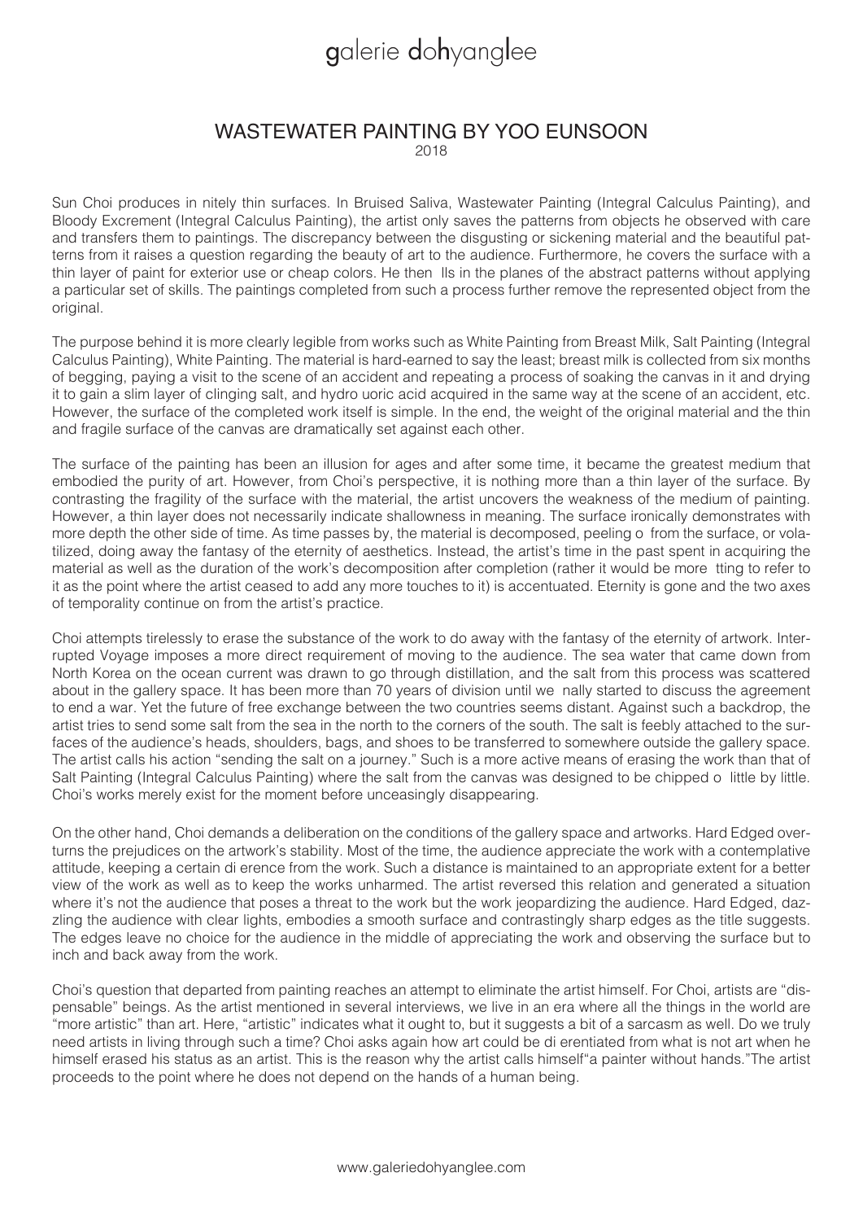# galerie dohyanglee

## WASTEWATER PAINTING BY YOO EUNSOON

2018

Sun Choi produces in nitely thin surfaces. In Bruised Saliva, Wastewater Painting (Integral Calculus Painting), and Bloody Excrement (Integral Calculus Painting), the artist only saves the patterns from objects he observed with care and transfers them to paintings. The discrepancy between the disgusting or sickening material and the beautiful patterns from it raises a question regarding the beauty of art to the audience. Furthermore, he covers the surface with a thin layer of paint for exterior use or cheap colors. He then lls in the planes of the abstract patterns without applying a particular set of skills. The paintings completed from such a process further remove the represented object from the original.

The purpose behind it is more clearly legible from works such as White Painting from Breast Milk, Salt Painting (Integral Calculus Painting), White Painting. The material is hard-earned to say the least; breast milk is collected from six months of begging, paying a visit to the scene of an accident and repeating a process of soaking the canvas in it and drying it to gain a slim layer of clinging salt, and hydro uoric acid acquired in the same way at the scene of an accident, etc. However, the surface of the completed work itself is simple. In the end, the weight of the original material and the thin and fragile surface of the canvas are dramatically set against each other.

The surface of the painting has been an illusion for ages and after some time, it became the greatest medium that embodied the purity of art. However, from Choi's perspective, it is nothing more than a thin layer of the surface. By contrasting the fragility of the surface with the material, the artist uncovers the weakness of the medium of painting. However, a thin layer does not necessarily indicate shallowness in meaning. The surface ironically demonstrates with more depth the other side of time. As time passes by, the material is decomposed, peeling o from the surface, or volatilized, doing away the fantasy of the eternity of aesthetics. Instead, the artist's time in the past spent in acquiring the material as well as the duration of the work's decomposition after completion (rather it would be more tting to refer to it as the point where the artist ceased to add any more touches to it) is accentuated. Eternity is gone and the two axes of temporality continue on from the artist's practice.

Choi attempts tirelessly to erase the substance of the work to do away with the fantasy of the eternity of artwork. Interrupted Voyage imposes a more direct requirement of moving to the audience. The sea water that came down from North Korea on the ocean current was drawn to go through distillation, and the salt from this process was scattered about in the gallery space. It has been more than 70 years of division until we nally started to discuss the agreement to end a war. Yet the future of free exchange between the two countries seems distant. Against such a backdrop, the artist tries to send some salt from the sea in the north to the corners of the south. The salt is feebly attached to the surfaces of the audience's heads, shoulders, bags, and shoes to be transferred to somewhere outside the gallery space. The artist calls his action "sending the salt on a journey." Such is a more active means of erasing the work than that of Salt Painting (Integral Calculus Painting) where the salt from the canvas was designed to be chipped o little by little. Choi's works merely exist for the moment before unceasingly disappearing.

On the other hand, Choi demands a deliberation on the conditions of the gallery space and artworks. Hard Edged overturns the prejudices on the artwork's stability. Most of the time, the audience appreciate the work with a contemplative attitude, keeping a certain di erence from the work. Such a distance is maintained to an appropriate extent for a better view of the work as well as to keep the works unharmed. The artist reversed this relation and generated a situation where it's not the audience that poses a threat to the work but the work jeopardizing the audience. Hard Edged, dazzling the audience with clear lights, embodies a smooth surface and contrastingly sharp edges as the title suggests. The edges leave no choice for the audience in the middle of appreciating the work and observing the surface but to inch and back away from the work.

Choi's question that departed from painting reaches an attempt to eliminate the artist himself. For Choi, artists are "dispensable" beings. As the artist mentioned in several interviews, we live in an era where all the things in the world are "more artistic" than art. Here, "artistic" indicates what it ought to, but it suggests a bit of a sarcasm as well. Do we truly need artists in living through such a time? Choi asks again how art could be di erentiated from what is not art when he himself erased his status as an artist. This is the reason why the artist calls himself"a painter without hands."The artist proceeds to the point where he does not depend on the hands of a human being.

www.galeriedohyanglee.com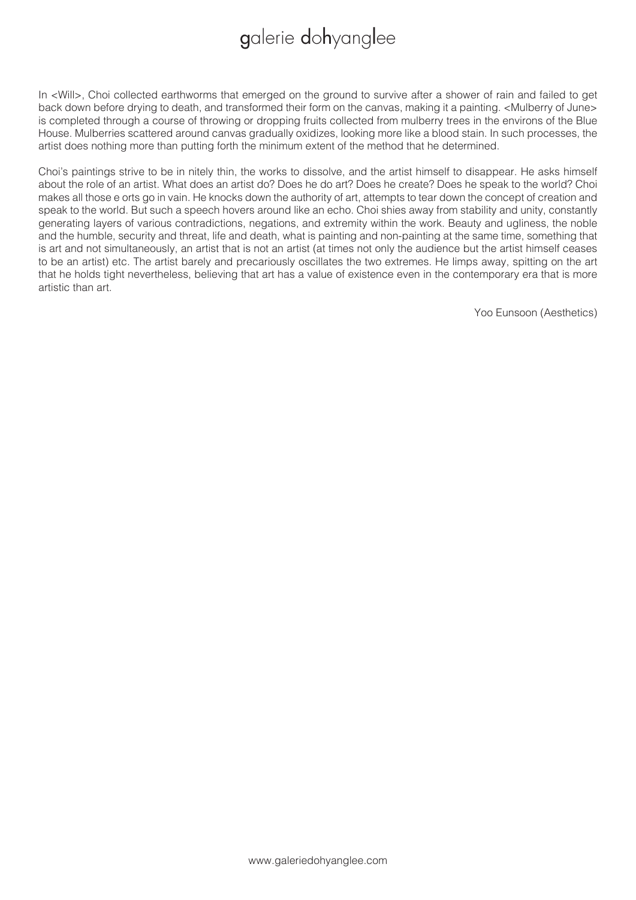In <Will>, Choi collected earthworms that emerged on the ground to survive after a shower of rain and failed to get back down before drying to death, and transformed their form on the canvas, making it a painting. <Mulberry of June> is completed through a course of throwing or dropping fruits collected from mulberry trees in the environs of the Blue House. Mulberries scattered around canvas gradually oxidizes, looking more like a blood stain. In such processes, the artist does nothing more than putting forth the minimum extent of the method that he determined.

Choi's paintings strive to be in nitely thin, the works to dissolve, and the artist himself to disappear. He asks himself about the role of an artist. What does an artist do? Does he do art? Does he create? Does he speak to the world? Choi makes all those e orts go in vain. He knocks down the authority of art, attempts to tear down the concept of creation and speak to the world. But such a speech hovers around like an echo. Choi shies away from stability and unity, constantly generating layers of various contradictions, negations, and extremity within the work. Beauty and ugliness, the noble and the humble, security and threat, life and death, what is painting and non-painting at the same time, something that is art and not simultaneously, an artist that is not an artist (at times not only the audience but the artist himself ceases to be an artist) etc. The artist barely and precariously oscillates the two extremes. He limps away, spitting on the art that he holds tight nevertheless, believing that art has a value of existence even in the contemporary era that is more artistic than art.

Yoo Eunsoon (Aesthetics)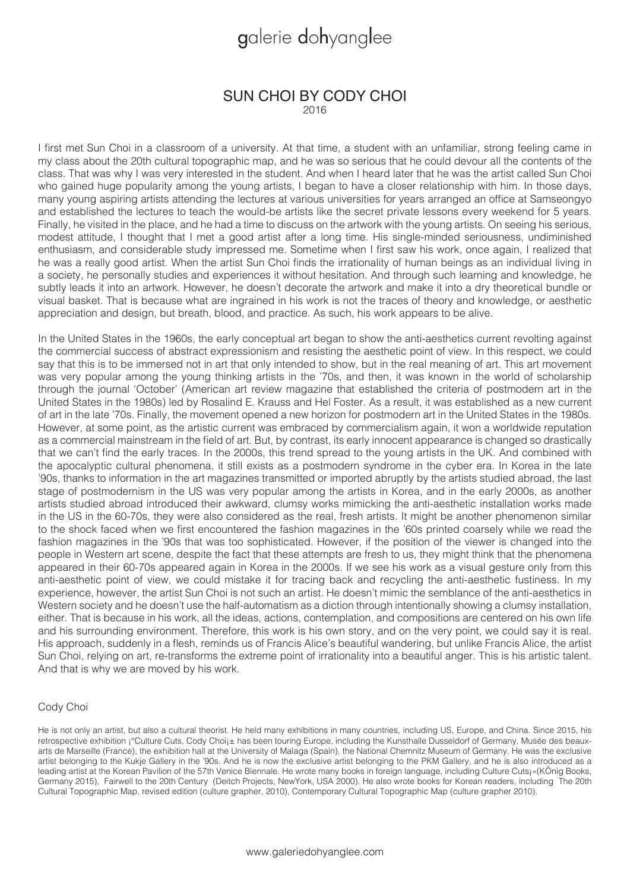# SUN CHOI BY CODY CHOI

2016

I first met Sun Choi in a classroom of a university. At that time, a student with an unfamiliar, strong feeling came in my class about the 20th cultural topographic map, and he was so serious that he could devour all the contents of the class. That was why I was very interested in the student. And when I heard later that he was the artist called Sun Choi who gained huge popularity among the young artists, I began to have a closer relationship with him. In those days, many young aspiring artists attending the lectures at various universities for years arranged an office at Samseongyo and established the lectures to teach the would-be artists like the secret private lessons every weekend for 5 years. Finally, he visited in the place, and he had a time to discuss on the artwork with the young artists. On seeing his serious, modest attitude, I thought that I met a good artist after a long time. His single-minded seriousness, undiminished enthusiasm, and considerable study impressed me. Sometime when I first saw his work, once again, I realized that he was a really good artist. When the artist Sun Choi finds the irrationality of human beings as an individual living in a society, he personally studies and experiences it without hesitation. And through such learning and knowledge, he subtly leads it into an artwork. However, he doesn't decorate the artwork and make it into a dry theoretical bundle or visual basket. That is because what are ingrained in his work is not the traces of theory and knowledge, or aesthetic appreciation and design, but breath, blood, and practice. As such, his work appears to be alive.

In the United States in the 1960s, the early conceptual art began to show the anti-aesthetics current revolting against the commercial success of abstract expressionism and resisting the aesthetic point of view. In this respect, we could say that this is to be immersed not in art that only intended to show, but in the real meaning of art. This art movement was very popular among the young thinking artists in the '70s, and then, it was known in the world of scholarship through the journal 'October' (American art review magazine that established the criteria of postmodern art in the United States in the 1980s) led by Rosalind E. Krauss and Hel Foster. As a result, it was established as a new current of art in the late '70s. Finally, the movement opened a new horizon for postmodern art in the United States in the 1980s. However, at some point, as the artistic current was embraced by commercialism again, it won a worldwide reputation as a commercial mainstream in the field of art. But, by contrast, its early innocent appearance is changed so drastically that we can't find the early traces. In the 2000s, this trend spread to the young artists in the UK. And combined with the apocalyptic cultural phenomena, it still exists as a postmodern syndrome in the cyber era. In Korea in the late '90s, thanks to information in the art magazines transmitted or imported abruptly by the artists studied abroad, the last stage of postmodernism in the US was very popular among the artists in Korea, and in the early 2000s, as another artists studied abroad introduced their awkward, clumsy works mimicking the anti-aesthetic installation works made in the US in the 60-70s, they were also considered as the real, fresh artists. It might be another phenomenon similar to the shock faced when we first encountered the fashion magazines in the '60s printed coarsely while we read the fashion magazines in the '90s that was too sophisticated. However, if the position of the viewer is changed into the people in Western art scene, despite the fact that these attempts are fresh to us, they might think that the phenomena appeared in their 60-70s appeared again in Korea in the 2000s. If we see his work as a visual gesture only from this anti-aesthetic point of view, we could mistake it for tracing back and recycling the anti-aesthetic fustiness. In my experience, however, the artist Sun Choi is not such an artist. He doesn't mimic the semblance of the anti-aesthetics in Western society and he doesn't use the half-automatism as a diction through intentionally showing a clumsy installation, either. That is because in his work, all the ideas, actions, contemplation, and compositions are centered on his own life and his surrounding environment. Therefore, this work is his own story, and on the very point, we could say it is real. His approach, suddenly in a flesh, reminds us of Francis Alice's beautiful wandering, but unlike Francis Alice, the artist Sun Choi, relying on art, re-transforms the extreme point of irrationality into a beautiful anger. This is his artistic talent. And that is why we are moved by his work.

Cody Choi

He is not only an artist, but also a cultural theorist. He held many exhibitions in many countries, including US, Europe, and China. Since 2015, his retrospective exhibition ¡°Culture Cuts, Cody Choi¡± has been touring Europe, including the Kunsthalle Dusseldorf of Germany, Musée des beaux-arts de Marseille (France), the exhibition hall at the University of Malaga (Spain), the National Chemnitz Museum of Germany. He was the exclusive artist belonging to the Kukje Gallery in the '90s. And he is now the exclusive artist belonging to the PKM Gallery, and he is also introduced as a leading artist at the Korean Pavilion of the 57th Venice Biennale. He wrote many books in foreign language, including Culture Cuts¡»(KÖnig Books, Germany 2015), Fairwell to the 20th Century (Deitch Projects, NewYork, USA 2000). He also wrote books for Korean readers, including The 20th Cultural Topographic Map, revised edition (culture grapher, 2010), Contemporary Cultural Topographic Map (culture grapher 2010).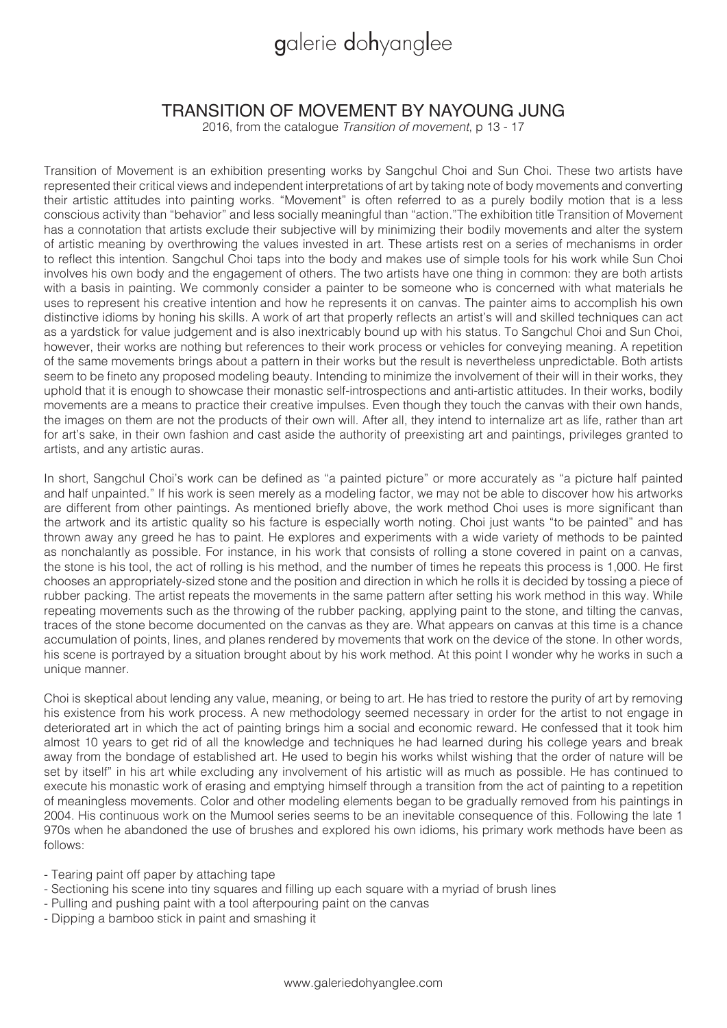# TRANSITION OF MOVEMENT BY NAYOUNG JUNG

2016, from the catalogue *Transition of movement*, p 13 - 17

Transition of Movement is an exhibition presenting works by Sangchul Choi and Sun Choi. These two artists have represented their critical views and independent interpretations of art by taking note of body movements and converting their artistic attitudes into painting works. "Movement" is often referred to as a purely bodily motion that is a less conscious activity than "behavior" and less socially meaningful than "action."The exhibition title Transition of Movement has a connotation that artists exclude their subjective will by minimizing their bodily movements and alter the system of artistic meaning by overthrowing the values invested in art. These artists rest on a series of mechanisms in order to reflect this intention. Sangchul Choi taps into the body and makes use of simple tools for his work while Sun Choi involves his own body and the engagement of others. The two artists have one thing in common: they are both artists with a basis in painting. We commonly consider a painter to be someone who is concerned with what materials he uses to represent his creative intention and how he represents it on canvas. The painter aims to accomplish his own distinctive idioms by honing his skills. A work of art that properly reflects an artist's will and skilled techniques can act as a yardstick for value judgement and is also inextricably bound up with his status. To Sangchul Choi and Sun Choi, however, their works are nothing but references to their work process or vehicles for conveying meaning. A repetition of the same movements brings about a pattern in their works but the result is nevertheless unpredictable. Both artists seem to be fineto any proposed modeling beauty. Intending to minimize the involvement of their will in their works, they uphold that it is enough to showcase their monastic self-introspections and anti-artistic attitudes. In their works, bodily movements are a means to practice their creative impulses. Even though they touch the canvas with their own hands, the images on them are not the products of their own will. After all, they intend to internalize art as life, rather than art for art's sake, in their own fashion and cast aside the authority of preexisting art and paintings, privileges granted to artists, and any artistic auras.

In short, Sangchul Choi's work can be defined as "a painted picture" or more accurately as "a picture half painted and half unpainted." If his work is seen merely as a modeling factor, we may not be able to discover how his artworks are different from other paintings. As mentioned briefly above, the work method Choi uses is more significant than the artwork and its artistic quality so his facture is especially worth noting. Choi just wants "to be painted" and has thrown away any greed he has to paint. He explores and experiments with a wide variety of methods to be painted as nonchalantly as possible. For instance, in his work that consists of rolling a stone covered in paint on a canvas, the stone is his tool, the act of rolling is his method, and the number of times he repeats this process is 1,000. He first chooses an appropriately-sized stone and the position and direction in which he rolls it is decided by tossing a piece of rubber packing. The artist repeats the movements in the same pattern after setting his work method in this way. While repeating movements such as the throwing of the rubber packing, applying paint to the stone, and tilting the canvas, traces of the stone become documented on the canvas as they are. What appears on canvas at this time is a chance accumulation of points, lines, and planes rendered by movements that work on the device of the stone. In other words, his scene is portrayed by a situation brought about by his work method. At this point I wonder why he works in such a unique manner.

Choi is skeptical about lending any value, meaning, or being to art. He has tried to restore the purity of art by removing his existence from his work process. A new methodology seemed necessary in order for the artist to not engage in deteriorated art in which the act of painting brings him a social and economic reward. He confessed that it took him almost 10 years to get rid of all the knowledge and techniques he had learned during his college years and break away from the bondage of established art. He used to begin his works whilst wishing that the order of nature will be set by itself" in his art while excluding any involvement of his artistic will as much as possible. He has continued to execute his monastic work of erasing and emptying himself through a transition from the act of painting to a repetition of meaningless movements. Color and other modeling elements began to be gradually removed from his paintings in 2004. His continuous work on the Mumool series seems to be an inevitable consequence of this. Following the late 1 970s when he abandoned the use of brushes and explored his own idioms, his primary work methods have been as follows:

- Tearing paint off paper by attaching tape
- Sectioning his scene into tiny squares and filling up each square with a myriad of brush lines
- Pulling and pushing paint with a tool afterpouring paint on the canvas
- Dipping a bamboo stick in paint and smashing it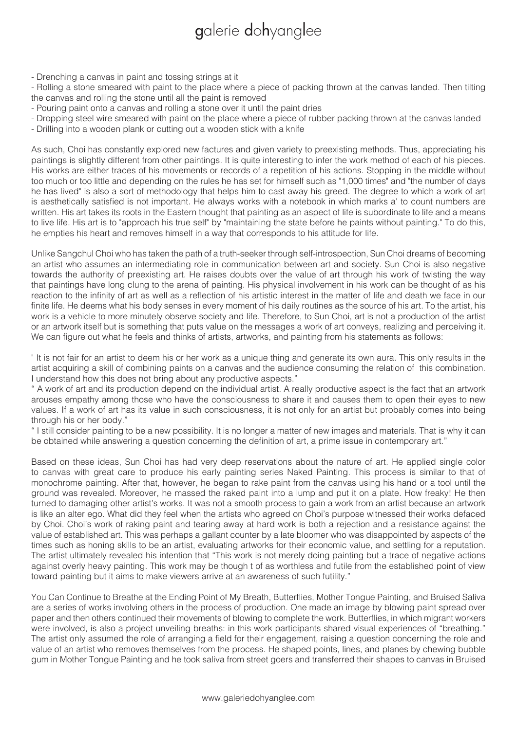- Drenching a canvas in paint and tossing strings at it
- Rolling a stone smeared with paint to the place where a piece of packing thrown at the canvas landed. Then tilting the canvas and rolling the stone until all the paint is removed
- Pouring paint onto a canvas and rolling a stone over it until the paint dries
- Dropping steel wire smeared with paint on the place where a piece of rubber packing thrown at the canvas landed
- Drilling into a wooden plank or cutting out a wooden stick with a knife

As such, Choi has constantly explored new factures and given variety to preexisting methods. Thus, appreciating his paintings is slightly different from other paintings. It is quite interesting to infer the work method of each of his pieces. His works are either traces of his movements or records of a repetition of his actions. Stopping in the middle without too much or too little and depending on the rules he has set for himself such as "1,000 times" and "the number of days he has lived" is also a sort of methodology that helps him to cast away his greed. The degree to which a work of art is aesthetically satisfied is not important. He always works with a notebook in which marks a' to count numbers are written. His art takes its roots in the Eastern thought that painting as an aspect of life is subordinate to life and a means to live life. His art is to "approach his true self" by "maintaining the state before he paints without painting." To do this, he empties his heart and removes himself in a way that corresponds to his attitude for life.

Unlike Sangchul Choi who has taken the path of a truth-seeker through self-introspection, Sun Choi dreams of becoming an artist who assumes an intermediating role in communication between art and society. Sun Choi is also negative towards the authority of preexisting art. He raises doubts over the value of art through his work of twisting the way that paintings have long clung to the arena of painting. His physical involvement in his work can be thought of as his reaction to the infinity of art as well as a reflection of his artistic interest in the matter of life and death we face in our finite life. He deems what his body senses in every moment of his daily routines as the source of his art. To the artist, his work is a vehicle to more minutely observe society and life. Therefore, to Sun Choi, art is not a production of the artist or an artwork itself but is something that puts value on the messages a work of art conveys, realizing and perceiving it. We can figure out what he feels and thinks of artists, artworks, and painting from his statements as follows:

" It is not fair for an artist to deem his or her work as a unique thing and generate its own aura. This only results in the artist acquiring a skill of combining paints on a canvas and the audience consuming the relation of this combination. I understand how this does not bring about any productive aspects."

" A work of art and its production depend on the individual artist. A really productive aspect is the fact that an artwork arouses empathy among those who have the consciousness to share it and causes them to open their eyes to new values. If a work of art has its value in such consciousness, it is not only for an artist but probably comes into being through his or her body."

" I still consider painting to be a new possibility. It is no longer a matter of new images and materials. That is why it can be obtained while answering a question concerning the definition of art, a prime issue in contemporary art."

Based on these ideas, Sun Choi has had very deep reservations about the nature of art. He applied single color to canvas with great care to produce his early painting series Naked Painting. This process is similar to that of monochrome painting. After that, however, he began to rake paint from the canvas using his hand or a tool until the ground was revealed. Moreover, he massed the raked paint into a lump and put it on a plate. How freaky! He then turned to damaging other artist's works. It was not a smooth process to gain a work from an artist because an artwork is like an alter ego. What did they feel when the artists who agreed on Choi's purpose witnessed their works defaced by Choi. Choi's work of raking paint and tearing away at hard work is both a rejection and a resistance against the value of established art. This was perhaps a gallant counter by a late bloomer who was disappointed by aspects of the times such as honing skills to be an artist, evaluating artworks for their economic value, and settling for a reputation. The artist ultimately revealed his intention that "This work is not merely doing painting but a trace of negative actions against overly heavy painting. This work may be though t of as worthless and futile from the established point of view toward painting but it aims to make viewers arrive at an awareness of such futility."

You Can Continue to Breathe at the Ending Point of My Breath, Butterflies, Mother Tongue Painting, and Bruised Saliva are a series of works involving others in the process of production. One made an image by blowing paint spread over paper and then others continued their movements of blowing to complete the work. Butterflies, in which migrant workers were involved, is also a project unveiling breaths: in this work participants shared visual experiences of "breathing." The artist only assumed the role of arranging a field for their engagement, raising a question concerning the role and value of an artist who removes themselves from the process. He shaped points, lines, and planes by chewing bubble gum in Mother Tongue Painting and he took saliva from street goers and transferred their shapes to canvas in Bruised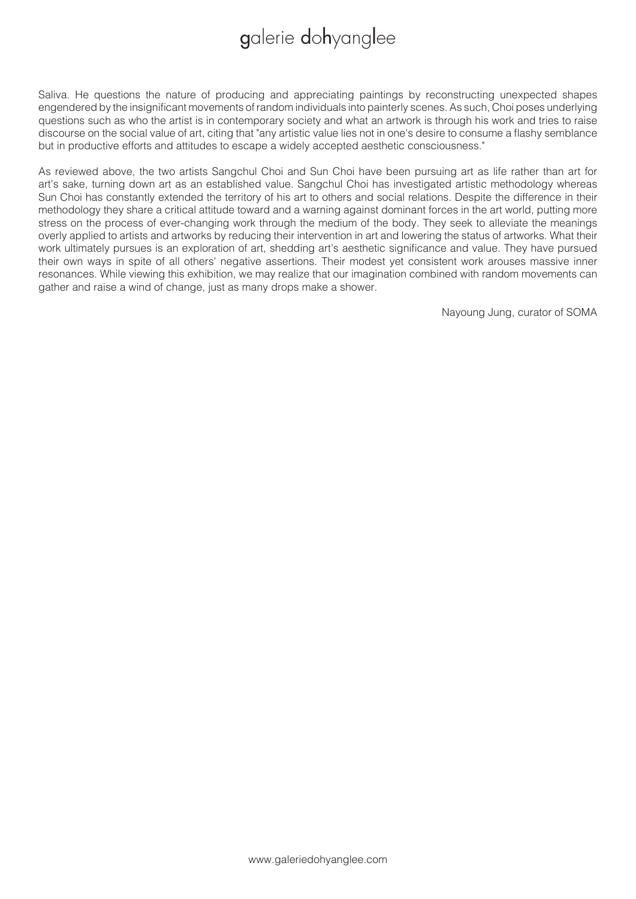Saliva. He questions the nature of producing and appreciating paintings by reconstructing unexpected shapes engendered by the insignificant movements of random individuals into painterly scenes. As such, Choi poses underlying questions such as who the artist is in contemporary society and what an artwork is through his work and tries to raise discourse on the social value of art, citing that "any artistic value lies not in one's desire to consume a flashy semblance but in productive efforts and attitudes to escape a widely accepted aesthetic consciousness."

As reviewed above, the two artists Sangchul Choi and Sun Choi have been pursuing art as life rather than art for art's sake, turning down art as an established value. Sangchul Choi has investigated artistic methodology whereas Sun Choi has constantly extended the territory of his art to others and social relations. Despite the difference in their methodology they share a critical attitude toward and a warning against dominant forces in the art world, putting more stress on the process of ever-changing work through the medium of the body. They seek to alleviate the meanings overly applied to artists and artworks by reducing their intervention in art and lowering the status of artworks. What their work ultimately pursues is an exploration of art, shedding art's aesthetic significance and value. They have pursued their own ways in spite of all others' negative assertions. Their modest yet consistent work arouses massive inner resonances. While viewing this exhibition, we may realize that our imagination combined with random movements can gather and raise a wind of change, just as many drops make a shower.

Nayoung Jung, curator of SOMA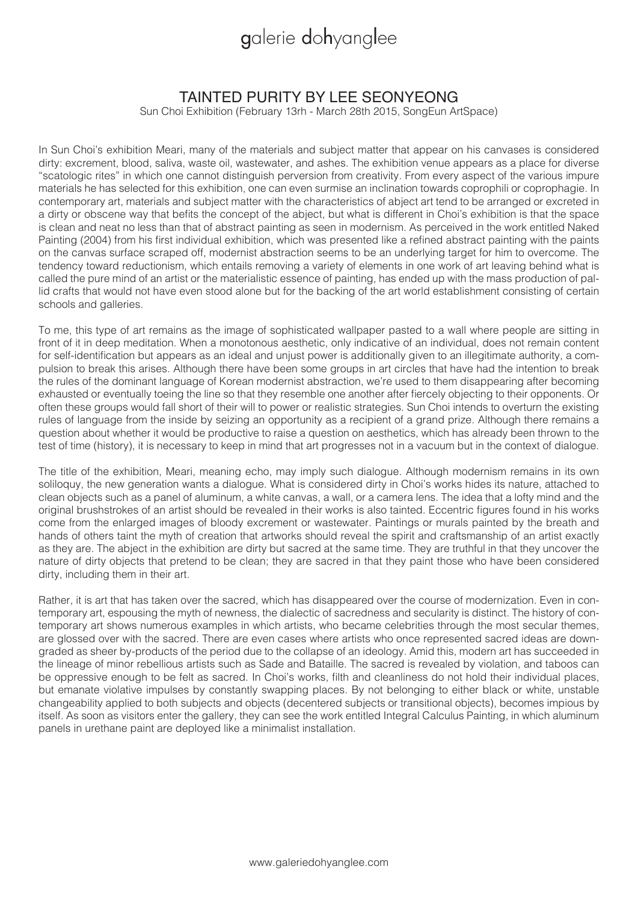# TAINTED PURITY BY LEE SEONYEONG

Sun Choi Exhibition (February 13rh - March 28th 2015, SongEun ArtSpace)

In Sun Choi's exhibition Meari, many of the materials and subject matter that appear on his canvases is considered dirty: excrement, blood, saliva, waste oil, wastewater, and ashes. The exhibition venue appears as a place for diverse "scatologic rites" in which one cannot distinguish perversion from creativity. From every aspect of the various impure materials he has selected for this exhibition, one can even surmise an inclination towards coprophili or coprophagie. In contemporary art, materials and subject matter with the characteristics of abject art tend to be arranged or excreted in a dirty or obscene way that befits the concept of the abject, but what is different in Choi's exhibition is that the space is clean and neat no less than that of abstract painting as seen in modernism. As perceived in the work entitled Naked Painting (2004) from his first individual exhibition, which was presented like a refined abstract painting with the paints on the canvas surface scraped off, modernist abstraction seems to be an underlying target for him to overcome. The tendency toward reductionism, which entails removing a variety of elements in one work of art leaving behind what is called the pure mind of an artist or the materialistic essence of painting, has ended up with the mass production of pallid crafts that would not have even stood alone but for the backing of the art world establishment consisting of certain schools and galleries.

To me, this type of art remains as the image of sophisticated wallpaper pasted to a wall where people are sitting in front of it in deep meditation. When a monotonous aesthetic, only indicative of an individual, does not remain content for self-identification but appears as an ideal and unjust power is additionally given to an illegitimate authority, a compulsion to break this arises. Although there have been some groups in art circles that have had the intention to break the rules of the dominant language of Korean modernist abstraction, we're used to them disappearing after becoming exhausted or eventually toeing the line so that they resemble one another after fiercely objecting to their opponents. Or often these groups would fall short of their will to power or realistic strategies. Sun Choi intends to overturn the existing rules of language from the inside by seizing an opportunity as a recipient of a grand prize. Although there remains a question about whether it would be productive to raise a question on aesthetics, which has already been thrown to the test of time (history), it is necessary to keep in mind that art progresses not in a vacuum but in the context of dialogue.

The title of the exhibition, Meari, meaning echo, may imply such dialogue. Although modernism remains in its own soliloquy, the new generation wants a dialogue. What is considered dirty in Choi's works hides its nature, attached to clean objects such as a panel of aluminum, a white canvas, a wall, or a camera lens. The idea that a lofty mind and the original brushstrokes of an artist should be revealed in their works is also tainted. Eccentric figures found in his works come from the enlarged images of bloody excrement or wastewater. Paintings or murals painted by the breath and hands of others taint the myth of creation that artworks should reveal the spirit and craftsmanship of an artist exactly as they are. The abject in the exhibition are dirty but sacred at the same time. They are truthful in that they uncover the nature of dirty objects that pretend to be clean; they are sacred in that they paint those who have been considered dirty, including them in their art.

Rather, it is art that has taken over the sacred, which has disappeared over the course of modernization. Even in contemporary art, espousing the myth of newness, the dialectic of sacredness and secularity is distinct. The history of contemporary art shows numerous examples in which artists, who became celebrities through the most secular themes, are glossed over with the sacred. There are even cases where artists who once represented sacred ideas are downgraded as sheer by-products of the period due to the collapse of an ideology. Amid this, modern art has succeeded in the lineage of minor rebellious artists such as Sade and Bataille. The sacred is revealed by violation, and taboos can be oppressive enough to be felt as sacred. In Choi's works, filth and cleanliness do not hold their individual places, but emanate violative impulses by constantly swapping places. By not belonging to either black or white, unstable changeability applied to both subjects and objects (decentered subjects or transitional objects), becomes impious by itself. As soon as visitors enter the gallery, they can see the work entitled Integral Calculus Painting, in which aluminum panels in urethane paint are deployed like a minimalist installation.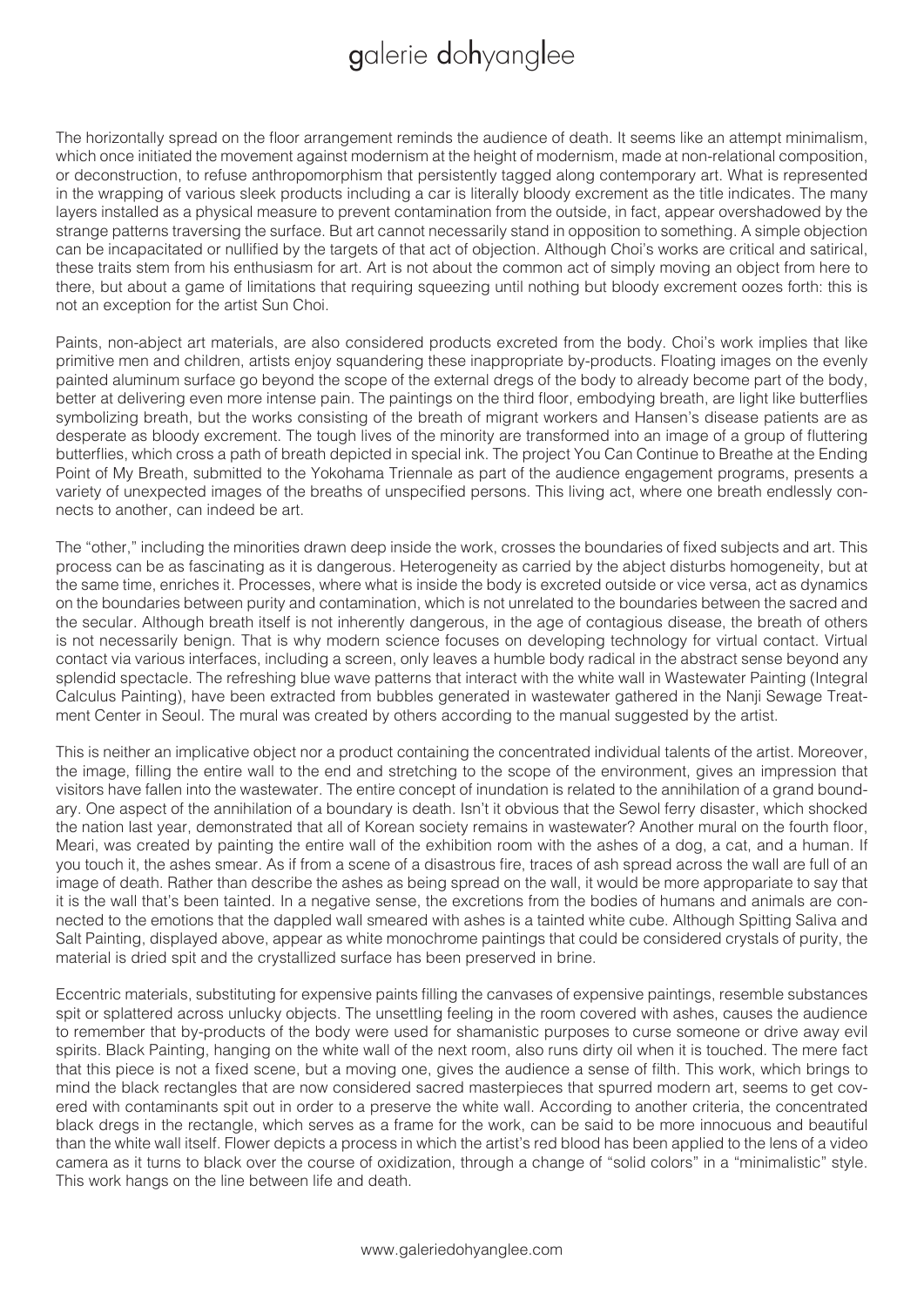The horizontally spread on the floor arrangement reminds the audience of death. It seems like an attempt minimalism, which once initiated the movement against modernism at the height of modernism, made at non-relational composition, or deconstruction, to refuse anthropomorphism that persistently tagged along contemporary art. What is represented in the wrapping of various sleek products including a car is literally bloody excrement as the title indicates. The many layers installed as a physical measure to prevent contamination from the outside, in fact, appear overshadowed by the strange patterns traversing the surface. But art cannot necessarily stand in opposition to something. A simple objection can be incapacitated or nullified by the targets of that act of objection. Although Choi's works are critical and satirical, these traits stem from his enthusiasm for art. Art is not about the common act of simply moving an object from here to there, but about a game of limitations that requiring squeezing until nothing but bloody excrement oozes forth: this is not an exception for the artist Sun Choi.

Paints, non-abject art materials, are also considered products excreted from the body. Choi's work implies that like primitive men and children, artists enjoy squandering these inappropriate by-products. Floating images on the evenly painted aluminum surface go beyond the scope of the external dregs of the body to already become part of the body, better at delivering even more intense pain. The paintings on the third floor, embodying breath, are light like butterflies symbolizing breath, but the works consisting of the breath of migrant workers and Hansen's disease patients are as desperate as bloody excrement. The tough lives of the minority are transformed into an image of a group of fluttering butterflies, which cross a path of breath depicted in special ink. The project You Can Continue to Breathe at the Ending Point of My Breath, submitted to the Yokohama Triennale as part of the audience engagement programs, presents a variety of unexpected images of the breaths of unspecified persons. This living act, where one breath endlessly connects to another, can indeed be art.

The "other," including the minorities drawn deep inside the work, crosses the boundaries of fixed subjects and art. This process can be as fascinating as it is dangerous. Heterogeneity as carried by the abject disturbs homogeneity, but at the same time, enriches it. Processes, where what is inside the body is excreted outside or vice versa, act as dynamics on the boundaries between purity and contamination, which is not unrelated to the boundaries between the sacred and the secular. Although breath itself is not inherently dangerous, in the age of contagious disease, the breath of others is not necessarily benign. That is why modern science focuses on developing technology for virtual contact. Virtual contact via various interfaces, including a screen, only leaves a humble body radical in the abstract sense beyond any splendid spectacle. The refreshing blue wave patterns that interact with the white wall in Wastewater Painting (Integral Calculus Painting), have been extracted from bubbles generated in wastewater gathered in the Nanji Sewage Treatment Center in Seoul. The mural was created by others according to the manual suggested by the artist.

This is neither an implicative object nor a product containing the concentrated individual talents of the artist. Moreover, the image, filling the entire wall to the end and stretching to the scope of the environment, gives an impression that visitors have fallen into the wastewater. The entire concept of inundation is related to the annihilation of a grand boundary. One aspect of the annihilation of a boundary is death. Isn't it obvious that the Sewol ferry disaster, which shocked the nation last year, demonstrated that all of Korean society remains in wastewater? Another mural on the fourth floor, Meari, was created by painting the entire wall of the exhibition room with the ashes of a dog, a cat, and a human. If you touch it, the ashes smear. As if from a scene of a disastrous fire, traces of ash spread across the wall are full of an image of death. Rather than describe the ashes as being spread on the wall, it would be more appropariate to say that it is the wall that's been tainted. In a negative sense, the excretions from the bodies of humans and animals are connected to the emotions that the dappled wall smeared with ashes is a tainted white cube. Although Spitting Saliva and Salt Painting, displayed above, appear as white monochrome paintings that could be considered crystals of purity, the material is dried spit and the crystallized surface has been preserved in brine.

Eccentric materials, substituting for expensive paints filling the canvases of expensive paintings, resemble substances spit or splattered across unlucky objects. The unsettling feeling in the room covered with ashes, causes the audience to remember that by-products of the body were used for shamanistic purposes to curse someone or drive away evil spirits. Black Painting, hanging on the white wall of the next room, also runs dirty oil when it is touched. The mere fact that this piece is not a fixed scene, but a moving one, gives the audience a sense of filth. This work, which brings to mind the black rectangles that are now considered sacred masterpieces that spurred modern art, seems to get covered with contaminants spit out in order to a preserve the white wall. According to another criteria, the concentrated black dregs in the rectangle, which serves as a frame for the work, can be said to be more innocuous and beautiful than the white wall itself. Flower depicts a process in which the artist's red blood has been applied to the lens of a video camera as it turns to black over the course of oxidization, through a change of "solid colors" in a "minimalistic" style. This work hangs on the line between life and death.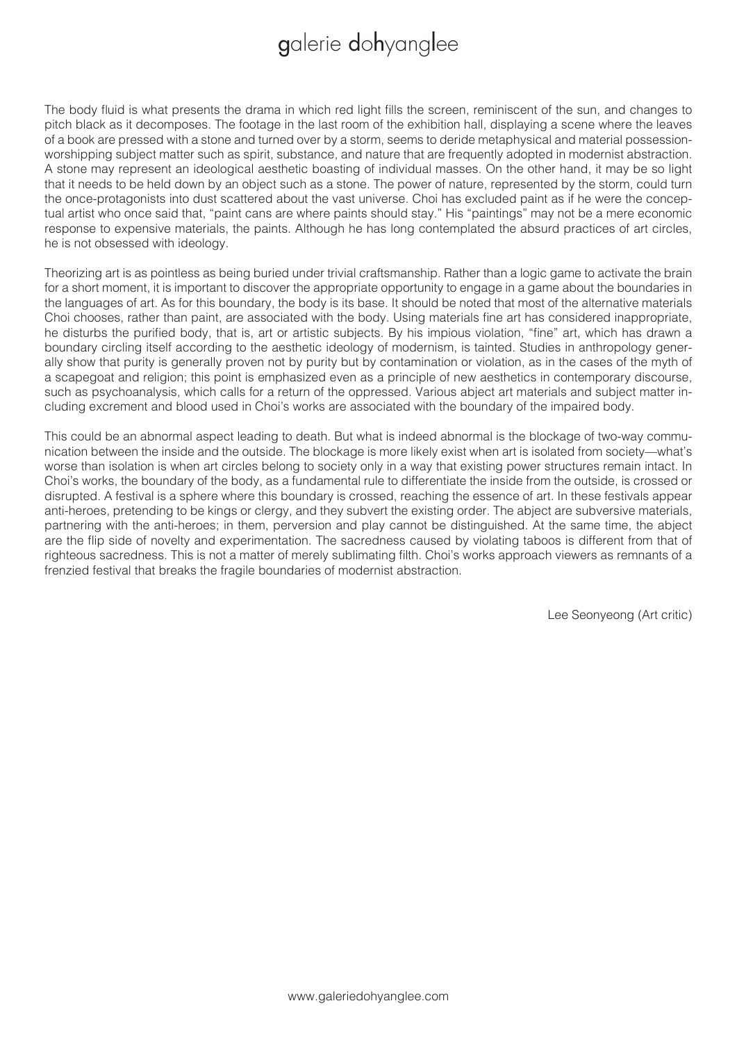The body fluid is what presents the drama in which red light fills the screen, reminiscent of the sun, and changes to pitch black as it decomposes. The footage in the last room of the exhibition hall, displaying a scene where the leaves of a book are pressed with a stone and turned over by a storm, seems to deride metaphysical and material possession-worshipping subject matter such as spirit, substance, and nature that are frequently adopted in modernist abstraction. A stone may represent an ideological aesthetic boasting of individual masses. On the other hand, it may be so light that it needs to be held down by an object such as a stone. The power of nature, represented by the storm, could turn the once-protagonists into dust scattered about the vast universe. Choi has excluded paint as if he were the conceptual artist who once said that, "paint cans are where paints should stay." His "paintings" may not be a mere economic response to expensive materials, the paints. Although he has long contemplated the absurd practices of art circles, he is not obsessed with ideology.

Theorizing art is as pointless as being buried under trivial craftsmanship. Rather than a logic game to activate the brain for a short moment, it is important to discover the appropriate opportunity to engage in a game about the boundaries in the languages of art. As for this boundary, the body is its base. It should be noted that most of the alternative materials Choi chooses, rather than paint, are associated with the body. Using materials fine art has considered inappropriate, he disturbs the purified body, that is, art or artistic subjects. By his impious violation, "fine" art, which has drawn a boundary circling itself according to the aesthetic ideology of modernism, is tainted. Studies in anthropology generally show that purity is generally proven not by purity but by contamination or violation, as in the cases of the myth of a scapegoat and religion; this point is emphasized even as a principle of new aesthetics in contemporary discourse, such as psychoanalysis, which calls for a return of the oppressed. Various abject art materials and subject matter including excrement and blood used in Choi's works are associated with the boundary of the impaired body.

This could be an abnormal aspect leading to death. But what is indeed abnormal is the blockage of two-way communication between the inside and the outside. The blockage is more likely exist when art is isolated from society—what's worse than isolation is when art circles belong to society only in a way that existing power structures remain intact. In Choi's works, the boundary of the body, as a fundamental rule to differentiate the inside from the outside, is crossed or disrupted. A festival is a sphere where this boundary is crossed, reaching the essence of art. In these festivals appear anti-heroes, pretending to be kings or clergy, and they subvert the existing order. The abject are subversive materials, partnering with the anti-heroes; in them, perversion and play cannot be distinguished. At the same time, the abject are the flip side of novelty and experimentation. The sacredness caused by violating taboos is different from that of righteous sacredness. This is not a matter of merely sublimating filth. Choi's works approach viewers as remnants of a frenzied festival that breaks the fragile boundaries of modernist abstraction.

Lee Seonyeong (Art critic)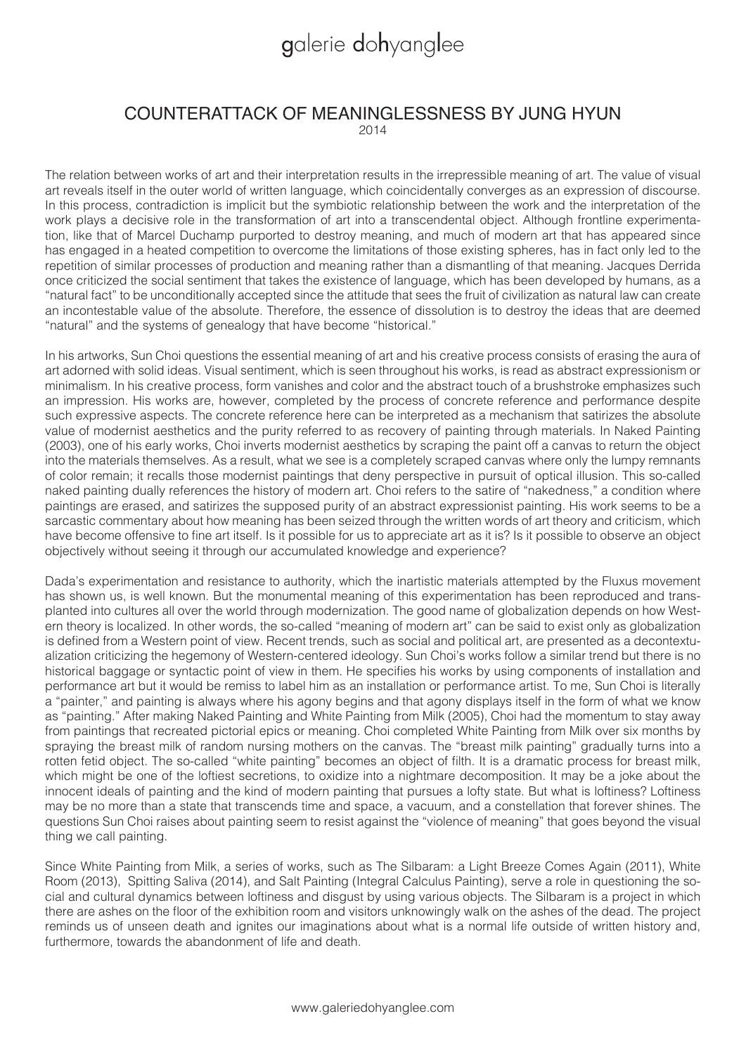# COUNTERATTACK OF MEANINGLESSNESS BY JUNG HYUN

2014

The relation between works of art and their interpretation results in the irrepressible meaning of art. The value of visual art reveals itself in the outer world of written language, which coincidentally converges as an expression of discourse. In this process, contradiction is implicit but the symbiotic relationship between the work and the interpretation of the work plays a decisive role in the transformation of art into a transcendental object. Although frontline experimentation, like that of Marcel Duchamp purported to destroy meaning, and much of modern art that has appeared since has engaged in a heated competition to overcome the limitations of those existing spheres, has in fact only led to the repetition of similar processes of production and meaning rather than a dismantling of that meaning. Jacques Derrida once criticized the social sentiment that takes the existence of language, which has been developed by humans, as a "natural fact" to be unconditionally accepted since the attitude that sees the fruit of civilization as natural law can create an incontestable value of the absolute. Therefore, the essence of dissolution is to destroy the ideas that are deemed "natural" and the systems of genealogy that have become "historical."

In his artworks, Sun Choi questions the essential meaning of art and his creative process consists of erasing the aura of art adorned with solid ideas. Visual sentiment, which is seen throughout his works, is read as abstract expressionism or minimalism. In his creative process, form vanishes and color and the abstract touch of a brushstroke emphasizes such an impression. His works are, however, completed by the process of concrete reference and performance despite such expressive aspects. The concrete reference here can be interpreted as a mechanism that satirizes the absolute value of modernist aesthetics and the purity referred to as recovery of painting through materials. In Naked Painting (2003), one of his early works, Choi inverts modernist aesthetics by scraping the paint off a canvas to return the object into the materials themselves. As a result, what we see is a completely scraped canvas where only the lumpy remnants of color remain; it recalls those modernist paintings that deny perspective in pursuit of optical illusion. This so-called naked painting dually references the history of modern art. Choi refers to the satire of "nakedness," a condition where paintings are erased, and satirizes the supposed purity of an abstract expressionist painting. His work seems to be a sarcastic commentary about how meaning has been seized through the written words of art theory and criticism, which have become offensive to fine art itself. Is it possible for us to appreciate art as it is? Is it possible to observe an object objectively without seeing it through our accumulated knowledge and experience?

Dada's experimentation and resistance to authority, which the inartistic materials attempted by the Fluxus movement has shown us, is well known. But the monumental meaning of this experimentation has been reproduced and transplanted into cultures all over the world through modernization. The good name of globalization depends on how Western theory is localized. In other words, the so-called "meaning of modern art" can be said to exist only as globalization is defined from a Western point of view. Recent trends, such as social and political art, are presented as a decontextualization criticizing the hegemony of Western-centered ideology. Sun Choi's works follow a similar trend but there is no historical baggage or syntactic point of view in them. He specifies his works by using components of installation and performance art but it would be remiss to label him as an installation or performance artist. To me, Sun Choi is literally a "painter," and painting is always where his agony begins and that agony displays itself in the form of what we know as "painting." After making Naked Painting and White Painting from Milk (2005), Choi had the momentum to stay away from paintings that recreated pictorial epics or meaning. Choi completed White Painting from Milk over six months by spraying the breast milk of random nursing mothers on the canvas. The "breast milk painting" gradually turns into a rotten fetid object. The so-called "white painting" becomes an object of filth. It is a dramatic process for breast milk, which might be one of the loftiest secretions, to oxidize into a nightmare decomposition. It may be a joke about the innocent ideals of painting and the kind of modern painting that pursues a lofty state. But what is loftiness? Loftiness may be no more than a state that transcends time and space, a vacuum, and a constellation that forever shines. The questions Sun Choi raises about painting seem to resist against the "violence of meaning" that goes beyond the visual thing we call painting.

Since White Painting from Milk, a series of works, such as The Silbaram: a Light Breeze Comes Again (2011), White Room (2013), Spitting Saliva (2014), and Salt Painting (Integral Calculus Painting), serve a role in questioning the social and cultural dynamics between loftiness and disgust by using various objects. The Silbaram is a project in which there are ashes on the floor of the exhibition room and visitors unknowingly walk on the ashes of the dead. The project reminds us of unseen death and ignites our imaginations about what is a normal life outside of written history and, furthermore, towards the abandonment of life and death.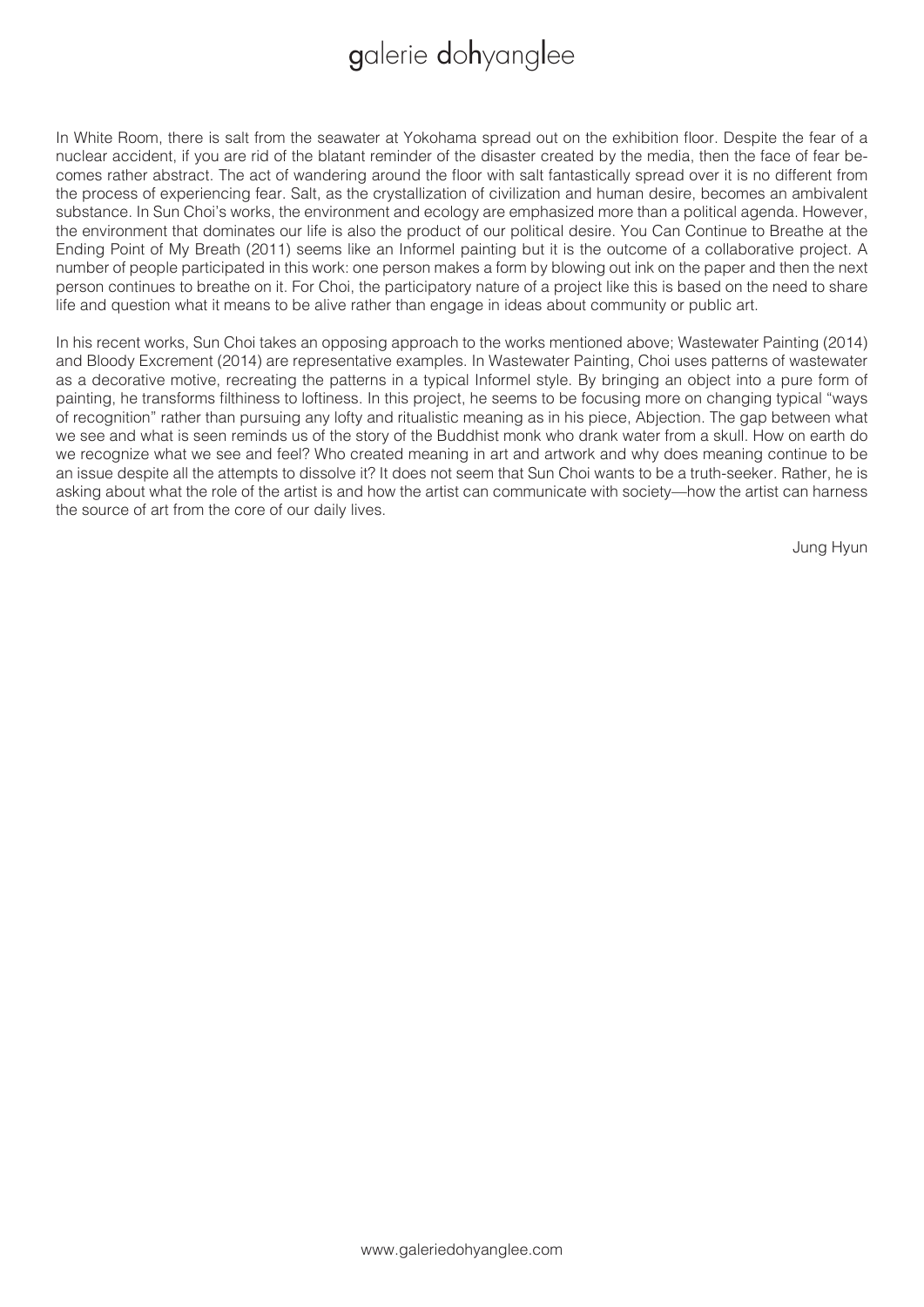In White Room, there is salt from the seawater at Yokohama spread out on the exhibition floor. Despite the fear of a nuclear accident, if you are rid of the blatant reminder of the disaster created by the media, then the face of fear becomes rather abstract. The act of wandering around the floor with salt fantastically spread over it is no different from the process of experiencing fear. Salt, as the crystallization of civilization and human desire, becomes an ambivalent substance. In Sun Choi's works, the environment and ecology are emphasized more than a political agenda. However, the environment that dominates our life is also the product of our political desire. You Can Continue to Breathe at the Ending Point of My Breath (2011) seems like an Informel painting but it is the outcome of a collaborative project. A number of people participated in this work: one person makes a form by blowing out ink on the paper and then the next person continues to breathe on it. For Choi, the participatory nature of a project like this is based on the need to share life and question what it means to be alive rather than engage in ideas about community or public art.

In his recent works, Sun Choi takes an opposing approach to the works mentioned above; Wastewater Painting (2014) and Bloody Excrement (2014) are representative examples. In Wastewater Painting, Choi uses patterns of wastewater as a decorative motive, recreating the patterns in a typical Informel style. By bringing an object into a pure form of painting, he transforms filthiness to loftiness. In this project, he seems to be focusing more on changing typical "ways of recognition" rather than pursuing any lofty and ritualistic meaning as in his piece, Abjection. The gap between what we see and what is seen reminds us of the story of the Buddhist monk who drank water from a skull. How on earth do we recognize what we see and feel? Who created meaning in art and artwork and why does meaning continue to be an issue despite all the attempts to dissolve it? It does not seem that Sun Choi wants to be a truth-seeker. Rather, he is asking about what the role of the artist is and how the artist can communicate with society—how the artist can harness the source of art from the core of our daily lives.

Jung Hyun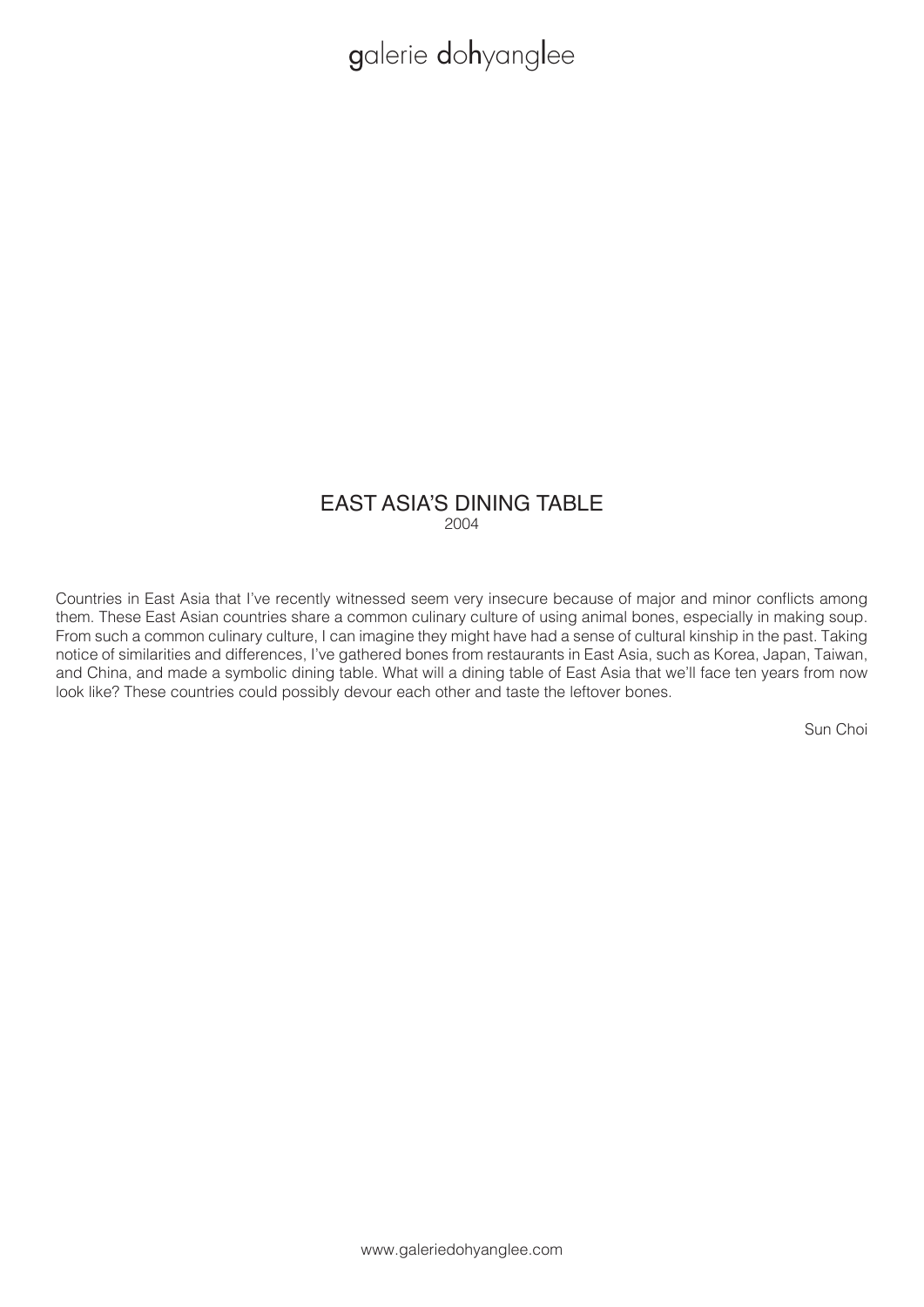# EAST ASIA'S DINING TABLE

2004

Countries in East Asia that I've recently witnessed seem very insecure because of major and minor conflicts among them. These East Asian countries share a common culinary culture of using animal bones, especially in making soup. From such a common culinary culture, I can imagine they might have had a sense of cultural kinship in the past. Taking notice of similarities and differences, I've gathered bones from restaurants in East Asia, such as Korea, Japan, Taiwan, and China, and made a symbolic dining table. What will a dining table of East Asia that we'll face ten years from now look like? These countries could possibly devour each other and taste the leftover bones.

Sun Choi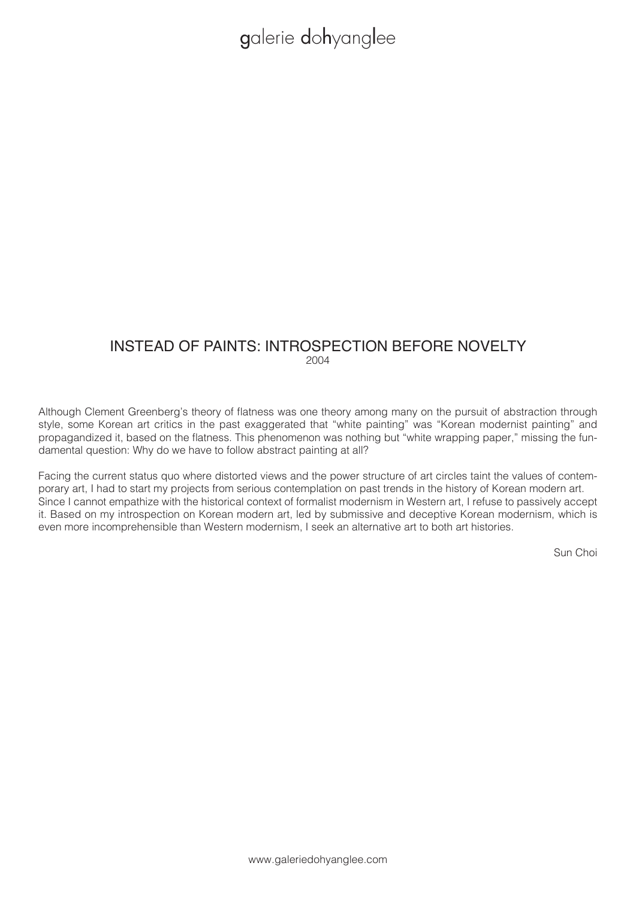# INSTEAD OF PAINTS: INTROSPECTION BEFORE NOVELTY

2004

Although Clement Greenberg's theory of flatness was one theory among many on the pursuit of abstraction through style, some Korean art critics in the past exaggerated that "white painting" was "Korean modernist painting" and propagandized it, based on the flatness. This phenomenon was nothing but "white wrapping paper," missing the fundamental question: Why do we have to follow abstract painting at all?

Facing the current status quo where distorted views and the power structure of art circles taint the values of contemporary art, I had to start my projects from serious contemplation on past trends in the history of Korean modern art. Since I cannot empathize with the historical context of formalist modernism in Western art, I refuse to passively accept it. Based on my introspection on Korean modern art, led by submissive and deceptive Korean modernism, which is even more incomprehensible than Western modernism, I seek an alternative art to both art histories.

Sun Choi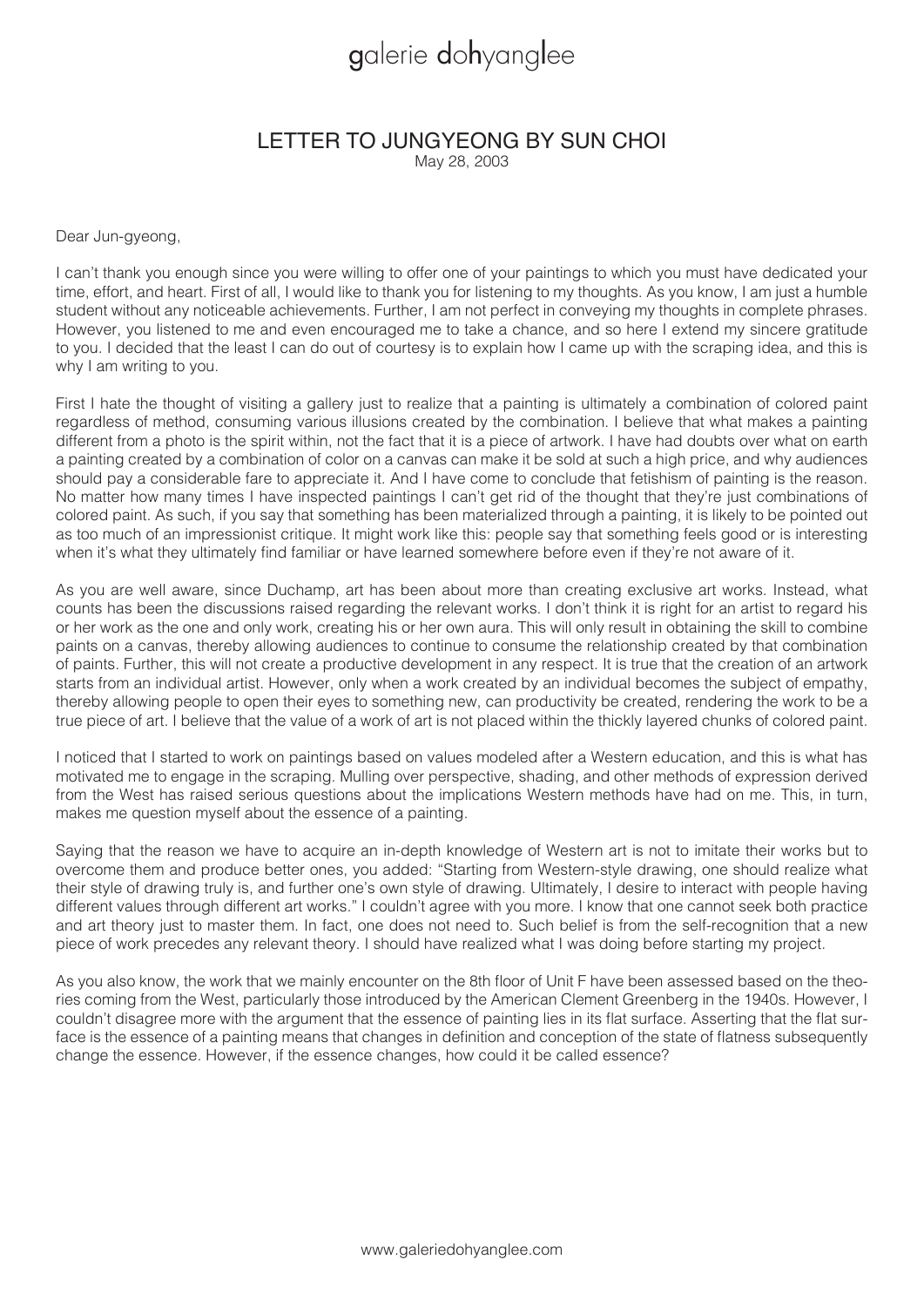# LETTER TO JUNGYEONG BY SUN CHOI

May 28, 2003

Dear Jun-gyeong,

I can't thank you enough since you were willing to offer one of your paintings to which you must have dedicated your time, effort, and heart. First of all, I would like to thank you for listening to my thoughts. As you know, I am just a humble student without any noticeable achievements. Further, I am not perfect in conveying my thoughts in complete phrases. However, you listened to me and even encouraged me to take a chance, and so here I extend my sincere gratitude to you. I decided that the least I can do out of courtesy is to explain how I came up with the scraping idea, and this is why I am writing to you.

First I hate the thought of visiting a gallery just to realize that a painting is ultimately a combination of colored paint regardless of method, consuming various illusions created by the combination. I believe that what makes a painting different from a photo is the spirit within, not the fact that it is a piece of artwork. I have had doubts over what on earth a painting created by a combination of color on a canvas can make it be sold at such a high price, and why audiences should pay a considerable fare to appreciate it. And I have come to conclude that fetishism of painting is the reason. No matter how many times I have inspected paintings I can't get rid of the thought that they're just combinations of colored paint. As such, if you say that something has been materialized through a painting, it is likely to be pointed out as too much of an impressionist critique. It might work like this: people say that something feels good or is interesting when it's what they ultimately find familiar or have learned somewhere before even if they're not aware of it.

As you are well aware, since Duchamp, art has been about more than creating exclusive art works. Instead, what counts has been the discussions raised regarding the relevant works. I don't think it is right for an artist to regard his or her work as the one and only work, creating his or her own aura. This will only result in obtaining the skill to combine paints on a canvas, thereby allowing audiences to continue to consume the relationship created by that combination of paints. Further, this will not create a productive development in any respect. It is true that the creation of an artwork starts from an individual artist. However, only when a work created by an individual becomes the subject of empathy, thereby allowing people to open their eyes to something new, can productivity be created, rendering the work to be a true piece of art. I believe that the value of a work of art is not placed within the thickly layered chunks of colored paint.

I noticed that I started to work on paintings based on values modeled after a Western education, and this is what has motivated me to engage in the scraping. Mulling over perspective, shading, and other methods of expression derived from the West has raised serious questions about the implications Western methods have had on me. This, in turn, makes me question myself about the essence of a painting.

Saying that the reason we have to acquire an in-depth knowledge of Western art is not to imitate their works but to overcome them and produce better ones, you added: "Starting from Western-style drawing, one should realize what their style of drawing truly is, and further one's own style of drawing. Ultimately, I desire to interact with people having different values through different art works." I couldn't agree with you more. I know that one cannot seek both practice and art theory just to master them. In fact, one does not need to. Such belief is from the self-recognition that a new piece of work precedes any relevant theory. I should have realized what I was doing before starting my project.

As you also know, the work that we mainly encounter on the 8th floor of Unit F have been assessed based on the theories coming from the West, particularly those introduced by the American Clement Greenberg in the 1940s. However, I couldn't disagree more with the argument that the essence of painting lies in its flat surface. Asserting that the flat surface is the essence of a painting means that changes in definition and conception of the state of flatness subsequently change the essence. However, if the essence changes, how could it be called essence?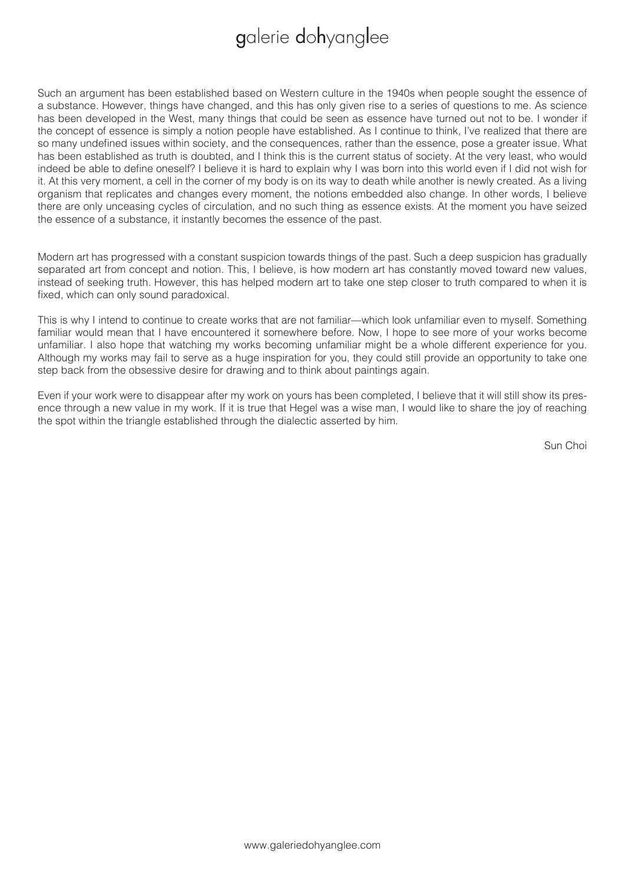Such an argument has been established based on Western culture in the 1940s when people sought the essence of a substance. However, things have changed, and this has only given rise to a series of questions to me. As science has been developed in the West, many things that could be seen as essence have turned out not to be. I wonder if the concept of essence is simply a notion people have established. As I continue to think, I've realized that there are so many undefined issues within society, and the consequences, rather than the essence, pose a greater issue. What has been established as truth is doubted, and I think this is the current status of society. At the very least, who would indeed be able to define oneself? I believe it is hard to explain why I was born into this world even if I did not wish for it. At this very moment, a cell in the corner of my body is on its way to death while another is newly created. As a living organism that replicates and changes every moment, the notions embedded also change. In other words, I believe there are only unceasing cycles of circulation, and no such thing as essence exists. At the moment you have seized the essence of a substance, it instantly becomes the essence of the past.

Modern art has progressed with a constant suspicion towards things of the past. Such a deep suspicion has gradually separated art from concept and notion. This, I believe, is how modern art has constantly moved toward new values, instead of seeking truth. However, this has helped modern art to take one step closer to truth compared to when it is fixed, which can only sound paradoxical.

This is why I intend to continue to create works that are not familiar—which look unfamiliar even to myself. Something familiar would mean that I have encountered it somewhere before. Now, I hope to see more of your works become unfamiliar. I also hope that watching my works becoming unfamiliar might be a whole different experience for you. Although my works may fail to serve as a huge inspiration for you, they could still provide an opportunity to take one step back from the obsessive desire for drawing and to think about paintings again.

Even if your work were to disappear after my work on yours has been completed, I believe that it will still show its presence through a new value in my work. If it is true that Hegel was a wise man, I would like to share the joy of reaching the spot within the triangle established through the dialectic asserted by him.

Sun Choi